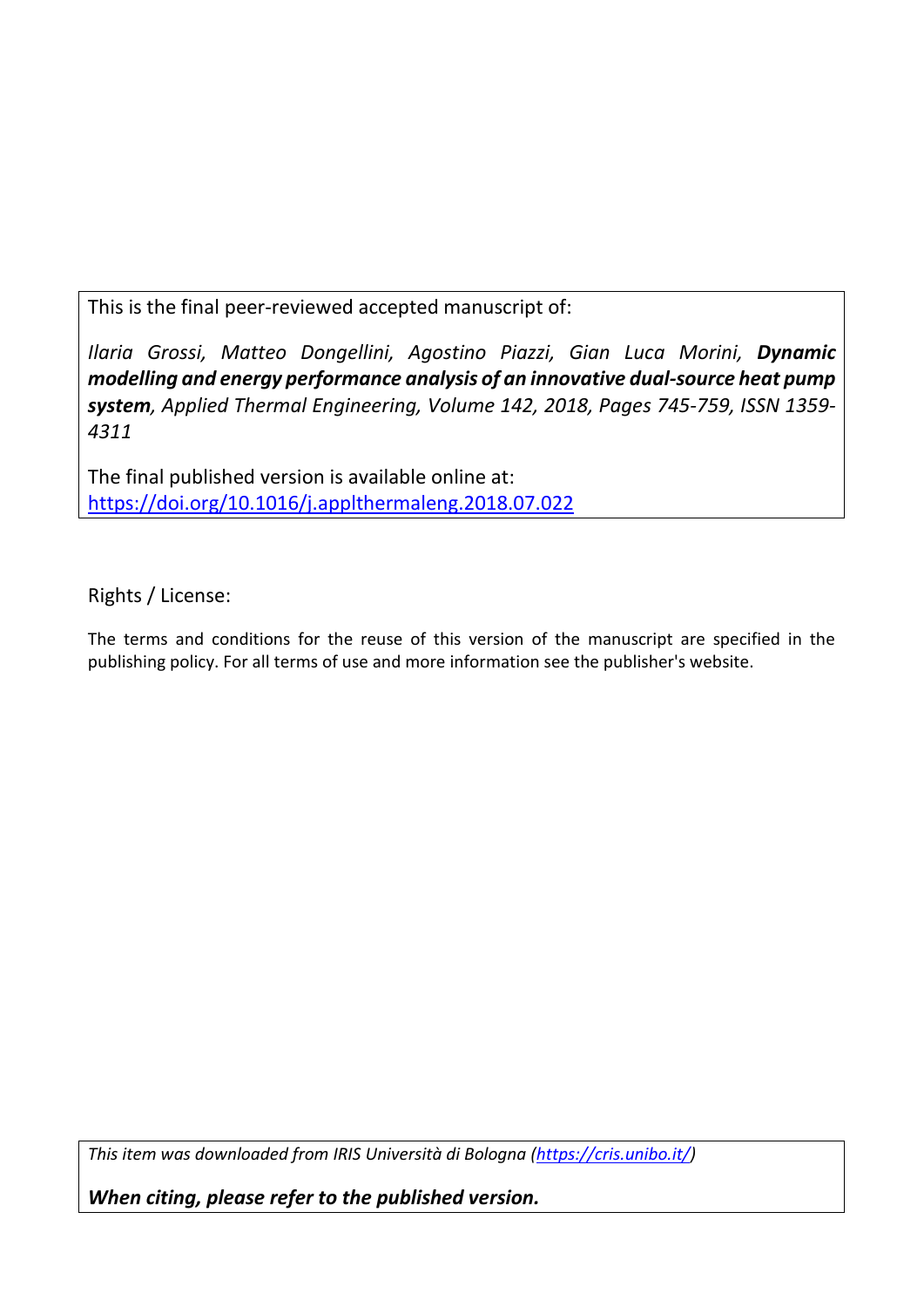This is the final peer-reviewed accepted manuscript of:

*Ilaria Grossi, Matteo Dongellini, Agostino Piazzi, Gian Luca Morini,* ***Dynamic modelling and energy performance analysis of an innovative dual-source heat pump system****, Applied Thermal Engineering, Volume 142, 2018, Pages 745-759, ISSN 1359-4311*

The final published version is available online at: [https://doi.org/10.1016/j.applthermaleng.2018.07.022](https://doi.org/10.1016/j.applthermaleng.2018.07.022)

Rights / License:

The terms and conditions for the reuse of this version of the manuscript are specified in the publishing policy. For all terms of use and more information see the publisher's website.

*This item was downloaded from IRIS Università di Bologna ([https://cris.unibo.it/](https://cris.unibo.it/))*

***When citing, please refer to the published version.***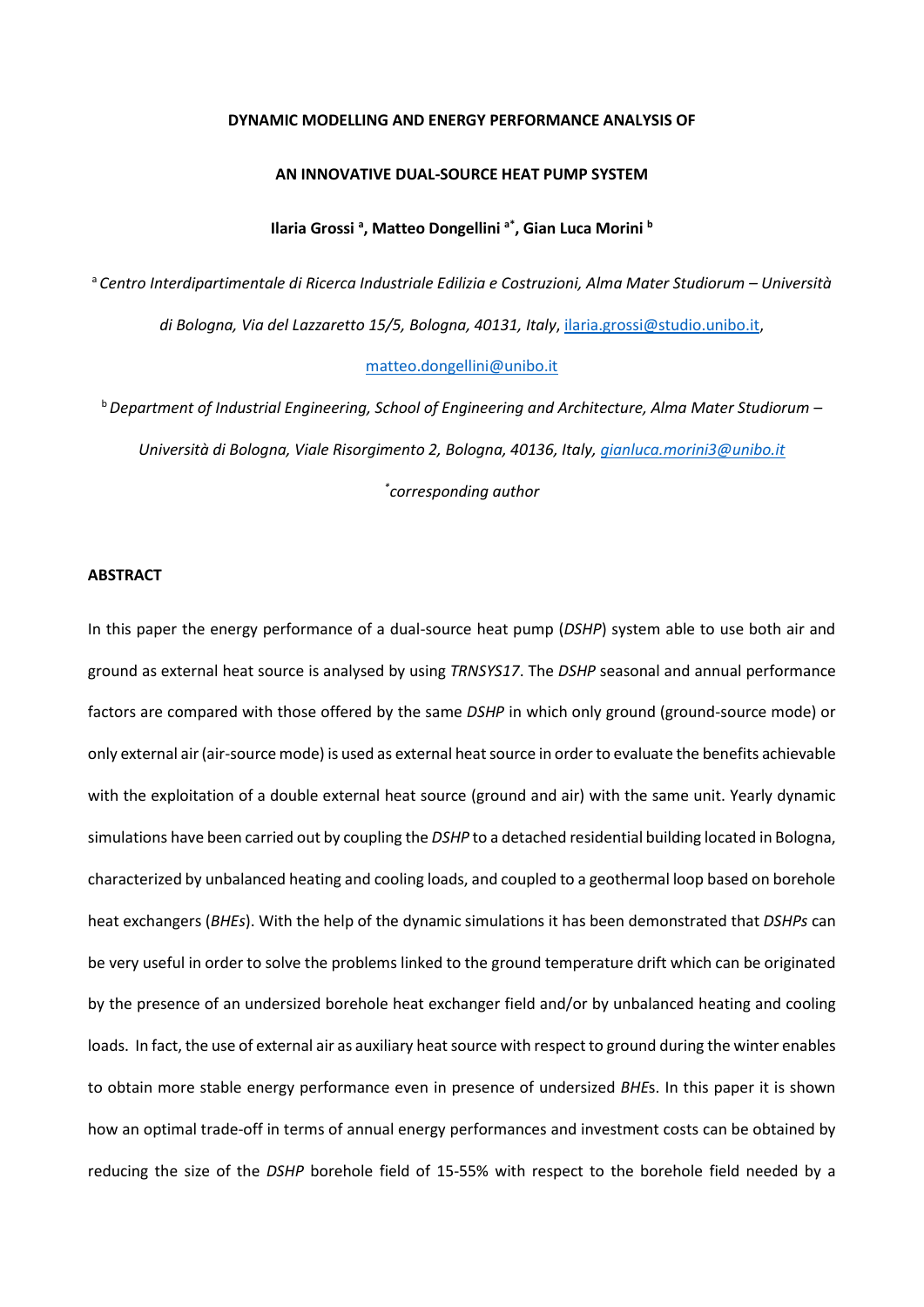**DYNAMIC MODELLING AND ENERGY PERFORMANCE ANALYSIS OF**

**AN INNOVATIVE DUAL-SOURCE HEAT PUMP SYSTEM**

**Ilaria Grossi [a], Matteo Dongellini [a*], Gian Luca Morini [b]**

[a] *Centro Interdipartimentale di Ricerca Industriale Edilizia e Costruzioni, Alma Mater Studiorum – Università di Bologna, Via del Lazzaretto 15/5, Bologna, 40131, Italy*, ilaria.grossi@studio.unibo.it, matteo.dongellini@unibo.it

[b] *Department of Industrial Engineering, School of Engineering and Architecture, Alma Mater Studiorum – Università di Bologna, Viale Risorgimento 2, Bologna, 40136, Italy, gianluca.morini3@unibo.it*

[*] *corresponding author*

## ABSTRACT

In this paper the energy performance of a dual-source heat pump (*DSHP*) system able to use both air and ground as external heat source is analysed by using *TRNSYS17*. The *DSHP* seasonal and annual performance factors are compared with those offered by the same *DSHP* in which only ground (ground-source mode) or only external air (air-source mode) is used as external heat source in order to evaluate the benefits achievable with the exploitation of a double external heat source (ground and air) with the same unit. Yearly dynamic simulations have been carried out by coupling the *DSHP* to a detached residential building located in Bologna, characterized by unbalanced heating and cooling loads, and coupled to a geothermal loop based on borehole heat exchangers (*BHEs*). With the help of the dynamic simulations it has been demonstrated that *DSHPs* can be very useful in order to solve the problems linked to the ground temperature drift which can be originated by the presence of an undersized borehole heat exchanger field and/or by unbalanced heating and cooling loads. In fact, the use of external air as auxiliary heat source with respect to ground during the winter enables to obtain more stable energy performance even in presence of undersized *BHE*s. In this paper it is shown how an optimal trade-off in terms of annual energy performances and investment costs can be obtained by reducing the size of the *DSHP* borehole field of 15-55% with respect to the borehole field needed by a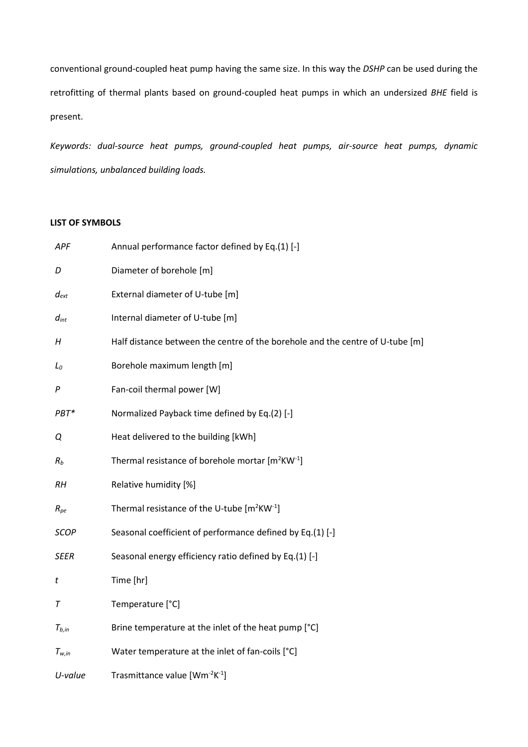conventional ground-coupled heat pump having the same size. In this way the *DSHP* can be used during the retrofitting of thermal plants based on ground-coupled heat pumps in which an undersized *BHE* field is present.

*Keywords: dual-source heat pumps, ground-coupled heat pumps, air-source heat pumps, dynamic simulations, unbalanced building loads.*

**LIST OF SYMBOLS**

| | |
|---|---|
| *APF* | Annual performance factor defined by Eq.(1) [-] |
| $D$ | Diameter of borehole [m] |
| $d_{ext}$ | External diameter of U-tube [m] |
| $d_{int}$ | Internal diameter of U-tube [m] |
| $H$ | Half distance between the centre of the borehole and the centre of U-tube [m] |
| $L_0$ | Borehole maximum length [m] |
| $P$ | Fan-coil thermal power [W] |
| *PBT\** | Normalized Payback time defined by Eq.(2) [-] |
| $Q$ | Heat delivered to the building [kWh] |
| $R_b$ | Thermal resistance of borehole mortar [$m^2KW^{-1}$] |
| *RH* | Relative humidity [%] |
| $R_{pe}$ | Thermal resistance of the U-tube [$m^2KW^{-1}$] |
| *SCOP* | Seasonal coefficient of performance defined by Eq.(1) [-] |
| *SEER* | Seasonal energy efficiency ratio defined by Eq.(1) [-] |
| $t$ | Time [hr] |
| $T$ | Temperature [°C] |
| $T_{b,in}$ | Brine temperature at the inlet of the heat pump [°C] |
| $T_{w,in}$ | Water temperature at the inlet of fan-coils [°C] |
| *U-value* | Trasmittance value [$Wm^{-2}K^{-1}$] |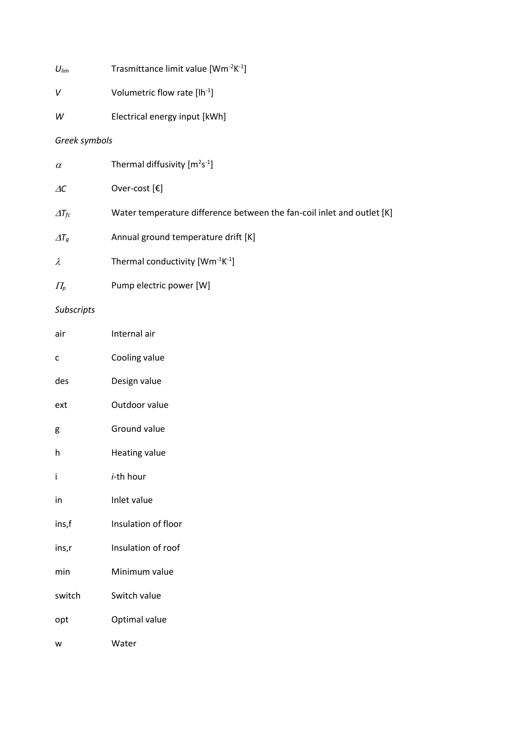| | |
|---|---|
| $U_{lim}$ | Trasmittance limit value [$Wm^{-2}K^{-1}$] |
| $V$ | Volumetric flow rate [$lh^{-1}$] |
| $W$ | Electrical energy input [kWh] |

*Greek symbols*

| | |
|---|---|
| $\alpha$ | Thermal diffusivity [$m^2s^{-1}$] |
| $\Delta C$ | Over-cost [€] |
| $\Delta T_{fc}$ | Water temperature difference between the fan-coil inlet and outlet [K] |
| $\Delta T_g$ | Annual ground temperature drift [K] |
| $\lambda$ | Thermal conductivity [$Wm^{-1}K^{-1}$] |
| $\Pi_p$ | Pump electric power [W] |

*Subscripts*

| | |
|---|---|
| air | Internal air |
| c | Cooling value |
| des | Design value |
| ext | Outdoor value |
| g | Ground value |
| h | Heating value |
| i | *i*-th hour |
| in | Inlet value |
| ins,f | Insulation of floor |
| ins,r | Insulation of roof |
| min | Minimum value |
| switch | Switch value |
| opt | Optimal value |
| w | Water |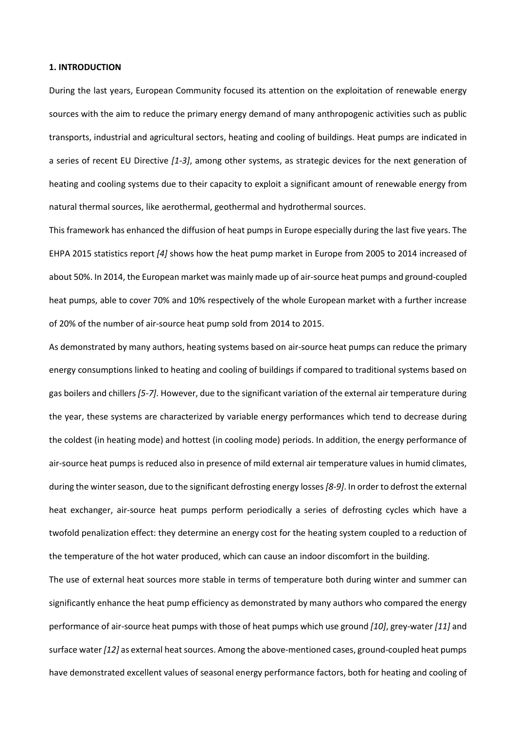## 1. INTRODUCTION

During the last years, European Community focused its attention on the exploitation of renewable energy sources with the aim to reduce the primary energy demand of many anthropogenic activities such as public transports, industrial and agricultural sectors, heating and cooling of buildings. Heat pumps are indicated in a series of recent EU Directive *[1-3]*, among other systems, as strategic devices for the next generation of heating and cooling systems due to their capacity to exploit a significant amount of renewable energy from natural thermal sources, like aerothermal, geothermal and hydrothermal sources.

This framework has enhanced the diffusion of heat pumps in Europe especially during the last five years. The EHPA 2015 statistics report *[4]* shows how the heat pump market in Europe from 2005 to 2014 increased of about 50%. In 2014, the European market was mainly made up of air-source heat pumps and ground-coupled heat pumps, able to cover 70% and 10% respectively of the whole European market with a further increase of 20% of the number of air-source heat pump sold from 2014 to 2015.

As demonstrated by many authors, heating systems based on air-source heat pumps can reduce the primary energy consumptions linked to heating and cooling of buildings if compared to traditional systems based on gas boilers and chillers *[5-7]*. However, due to the significant variation of the external air temperature during the year, these systems are characterized by variable energy performances which tend to decrease during the coldest (in heating mode) and hottest (in cooling mode) periods. In addition, the energy performance of air-source heat pumps is reduced also in presence of mild external air temperature values in humid climates, during the winter season, due to the significant defrosting energy losses *[8-9]*. In order to defrost the external heat exchanger, air-source heat pumps perform periodically a series of defrosting cycles which have a twofold penalization effect: they determine an energy cost for the heating system coupled to a reduction of the temperature of the hot water produced, which can cause an indoor discomfort in the building.

The use of external heat sources more stable in terms of temperature both during winter and summer can significantly enhance the heat pump efficiency as demonstrated by many authors who compared the energy performance of air-source heat pumps with those of heat pumps which use ground *[10]*, grey-water *[11]* and surface water *[12]* as external heat sources. Among the above-mentioned cases, ground-coupled heat pumps have demonstrated excellent values of seasonal energy performance factors, both for heating and cooling of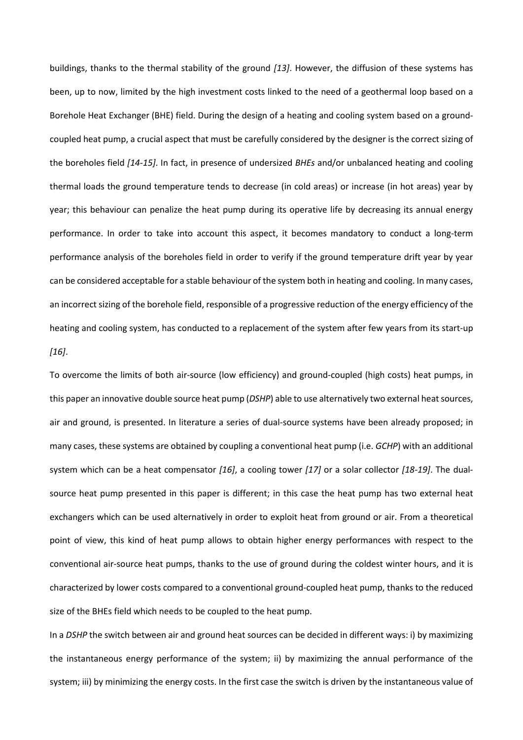buildings, thanks to the thermal stability of the ground *[13]*. However, the diffusion of these systems has been, up to now, limited by the high investment costs linked to the need of a geothermal loop based on a Borehole Heat Exchanger (BHE) field. During the design of a heating and cooling system based on a ground-coupled heat pump, a crucial aspect that must be carefully considered by the designer is the correct sizing of the boreholes field *[14-15]*. In fact, in presence of undersized *BHEs* and/or unbalanced heating and cooling thermal loads the ground temperature tends to decrease (in cold areas) or increase (in hot areas) year by year; this behaviour can penalize the heat pump during its operative life by decreasing its annual energy performance. In order to take into account this aspect, it becomes mandatory to conduct a long-term performance analysis of the boreholes field in order to verify if the ground temperature drift year by year can be considered acceptable for a stable behaviour of the system both in heating and cooling. In many cases, an incorrect sizing of the borehole field, responsible of a progressive reduction of the energy efficiency of the heating and cooling system, has conducted to a replacement of the system after few years from its start-up *[16]*.

To overcome the limits of both air-source (low efficiency) and ground-coupled (high costs) heat pumps, in this paper an innovative double source heat pump (*DSHP*) able to use alternatively two external heat sources, air and ground, is presented. In literature a series of dual-source systems have been already proposed; in many cases, these systems are obtained by coupling a conventional heat pump (i.e. *GCHP*) with an additional system which can be a heat compensator *[16]*, a cooling tower *[17]* or a solar collector *[18-19]*. The dual-source heat pump presented in this paper is different; in this case the heat pump has two external heat exchangers which can be used alternatively in order to exploit heat from ground or air. From a theoretical point of view, this kind of heat pump allows to obtain higher energy performances with respect to the conventional air-source heat pumps, thanks to the use of ground during the coldest winter hours, and it is characterized by lower costs compared to a conventional ground-coupled heat pump, thanks to the reduced size of the BHEs field which needs to be coupled to the heat pump.

In a *DSHP* the switch between air and ground heat sources can be decided in different ways: i) by maximizing the instantaneous energy performance of the system; ii) by maximizing the annual performance of the system; iii) by minimizing the energy costs. In the first case the switch is driven by the instantaneous value of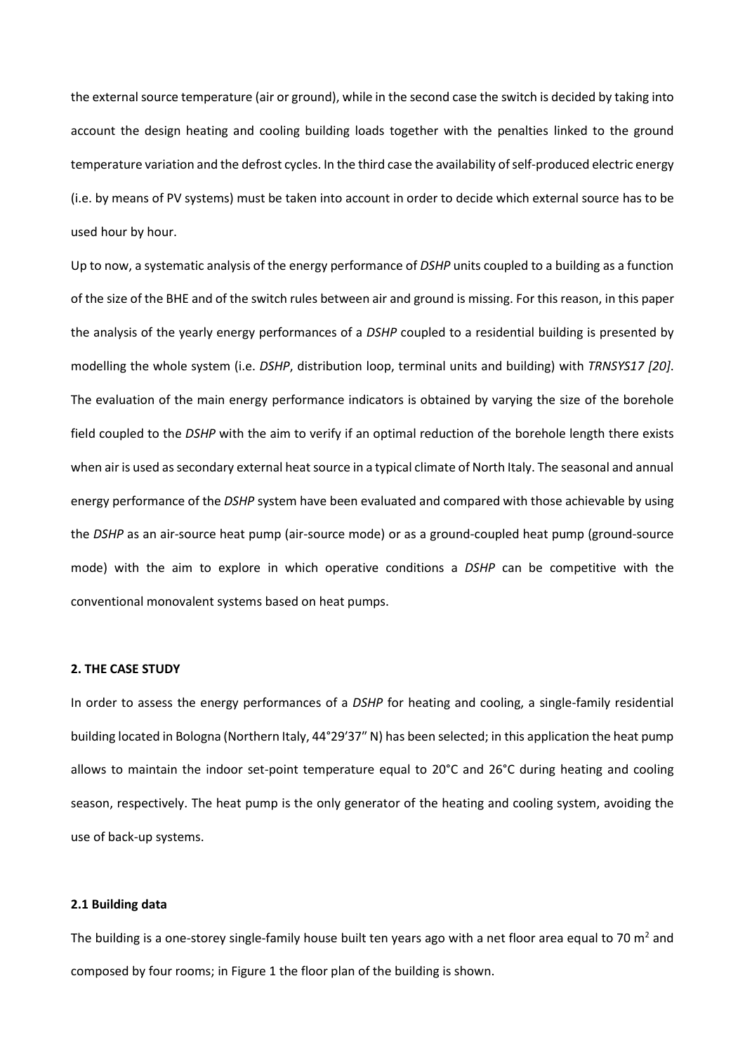the external source temperature (air or ground), while in the second case the switch is decided by taking into account the design heating and cooling building loads together with the penalties linked to the ground temperature variation and the defrost cycles. In the third case the availability of self-produced electric energy (i.e. by means of PV systems) must be taken into account in order to decide which external source has to be used hour by hour.

Up to now, a systematic analysis of the energy performance of *DSHP* units coupled to a building as a function of the size of the BHE and of the switch rules between air and ground is missing. For this reason, in this paper the analysis of the yearly energy performances of a *DSHP* coupled to a residential building is presented by modelling the whole system (i.e. *DSHP*, distribution loop, terminal units and building) with *TRNSYS17 [20]*. The evaluation of the main energy performance indicators is obtained by varying the size of the borehole field coupled to the *DSHP* with the aim to verify if an optimal reduction of the borehole length there exists when air is used as secondary external heat source in a typical climate of North Italy. The seasonal and annual energy performance of the *DSHP* system have been evaluated and compared with those achievable by using the *DSHP* as an air-source heat pump (air-source mode) or as a ground-coupled heat pump (ground-source mode) with the aim to explore in which operative conditions a *DSHP* can be competitive with the conventional monovalent systems based on heat pumps.

## 2. THE CASE STUDY

In order to assess the energy performances of a *DSHP* for heating and cooling, a single-family residential building located in Bologna (Northern Italy, 44°29'37" N) has been selected; in this application the heat pump allows to maintain the indoor set-point temperature equal to 20°C and 26°C during heating and cooling season, respectively. The heat pump is the only generator of the heating and cooling system, avoiding the use of back-up systems.

### 2.1 Building data

The building is a one-storey single-family house built ten years ago with a net floor area equal to 70 m$^2$ and composed by four rooms; in Figure 1 the floor plan of the building is shown.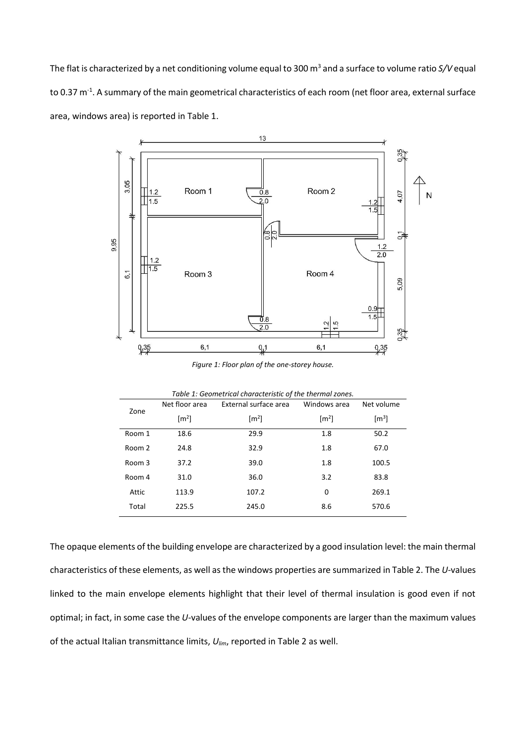The flat is characterized by a net conditioning volume equal to 300 m$^3$ and a surface to volume ratio *S/V* equal to 0.37 m$^{-1}$. A summary of the main geometrical characteristics of each room (net floor area, external surface area, windows area) is reported in Table 1.

*Figure 1: Floor plan of the one-storey house.*

*Table 1: Geometrical characteristic of the thermal zones.*

| Zone | Net floor area [m$^2$] | External surface area [m$^2$] | Windows area [m$^2$] | Net volume [m$^3$] |
|---|---|---|---|---|
| Room 1 | 18.6 | 29.9 | 1.8 | 50.2 |
| Room 2 | 24.8 | 32.9 | 1.8 | 67.0 |
| Room 3 | 37.2 | 39.0 | 1.8 | 100.5 |
| Room 4 | 31.0 | 36.0 | 3.2 | 83.8 |
| Attic | 113.9 | 107.2 | 0 | 269.1 |
| Total | 225.5 | 245.0 | 8.6 | 570.6 |

The opaque elements of the building envelope are characterized by a good insulation level: the main thermal characteristics of these elements, as well as the windows properties are summarized in Table 2. The *U*-values linked to the main envelope elements highlight that their level of thermal insulation is good even if not optimal; in fact, in some case the *U*-values of the envelope components are larger than the maximum values of the actual Italian transmittance limits, $U_{lim}$, reported in Table 2 as well.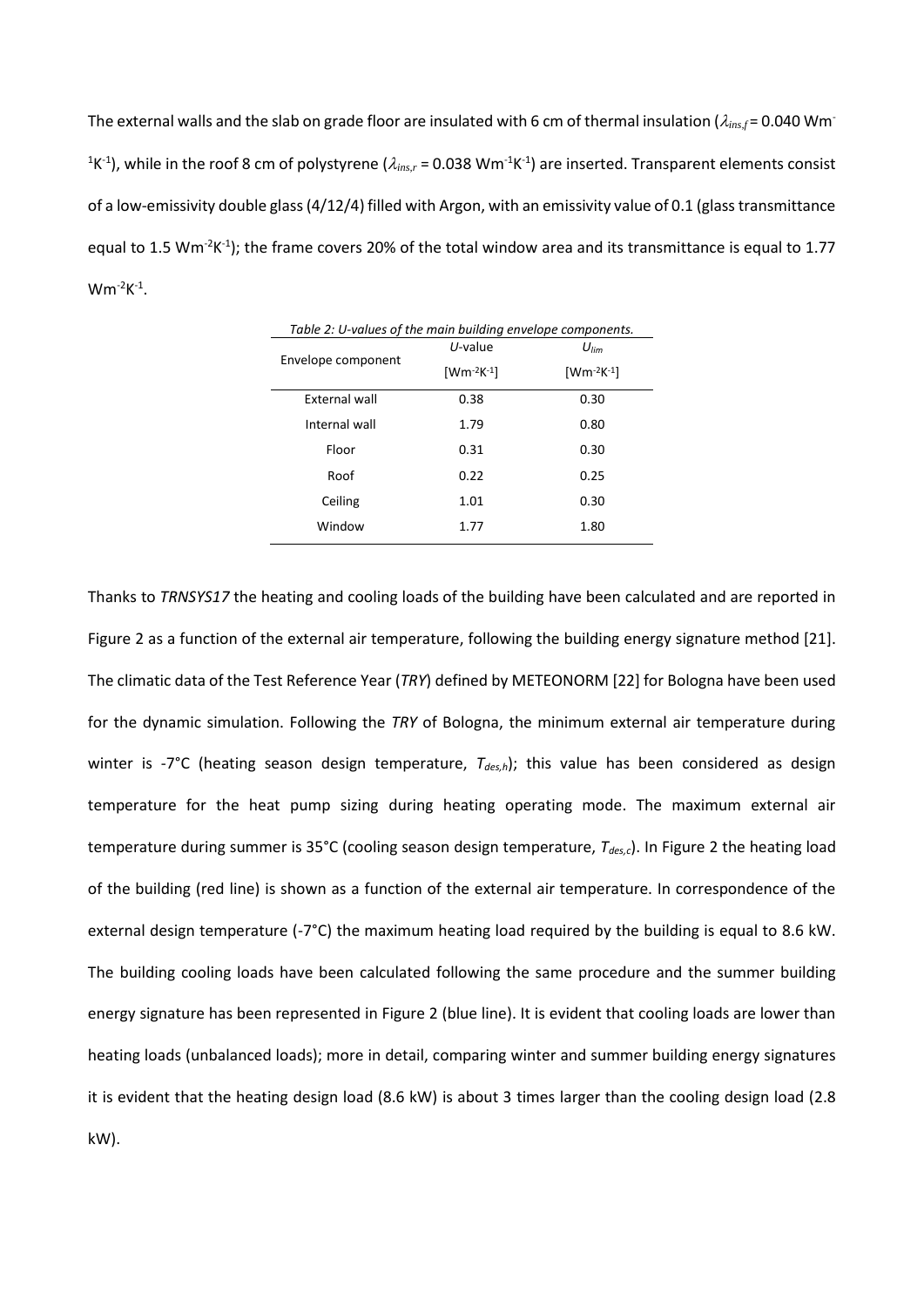The external walls and the slab on grade floor are insulated with 6 cm of thermal insulation ($\lambda_{ins,f}$ = 0.040 Wm$^{-1}$K$^{-1}$), while in the roof 8 cm of polystyrene ($\lambda_{ins,r}$ = 0.038 Wm$^{-1}$K$^{-1}$) are inserted. Transparent elements consist of a low-emissivity double glass (4/12/4) filled with Argon, with an emissivity value of 0.1 (glass transmittance equal to 1.5 Wm$^{-2}$K$^{-1}$); the frame covers 20% of the total window area and its transmittance is equal to 1.77 Wm$^{-2}$K$^{-1}$.

*Table 2: U-values of the main building envelope components.*

| Envelope component | $U$-value [Wm$^{-2}$K$^{-1}$] | $U_{lim}$ [Wm$^{-2}$K$^{-1}$] |
|---|---|---|
| External wall | 0.38 | 0.30 |
| Internal wall | 1.79 | 0.80 |
| Floor | 0.31 | 0.30 |
| Roof | 0.22 | 0.25 |
| Ceiling | 1.01 | 0.30 |
| Window | 1.77 | 1.80 |

Thanks to *TRNSYS17* the heating and cooling loads of the building have been calculated and are reported in Figure 2 as a function of the external air temperature, following the building energy signature method [21]. The climatic data of the Test Reference Year (*TRY*) defined by METEONORM [22] for Bologna have been used for the dynamic simulation. Following the *TRY* of Bologna, the minimum external air temperature during winter is -7°C (heating season design temperature, $T_{des,h}$); this value has been considered as design temperature for the heat pump sizing during heating operating mode. The maximum external air temperature during summer is 35°C (cooling season design temperature, $T_{des,c}$). In Figure 2 the heating load of the building (red line) is shown as a function of the external air temperature. In correspondence of the external design temperature (-7°C) the maximum heating load required by the building is equal to 8.6 kW. The building cooling loads have been calculated following the same procedure and the summer building energy signature has been represented in Figure 2 (blue line). It is evident that cooling loads are lower than heating loads (unbalanced loads); more in detail, comparing winter and summer building energy signatures it is evident that the heating design load (8.6 kW) is about 3 times larger than the cooling design load (2.8 kW).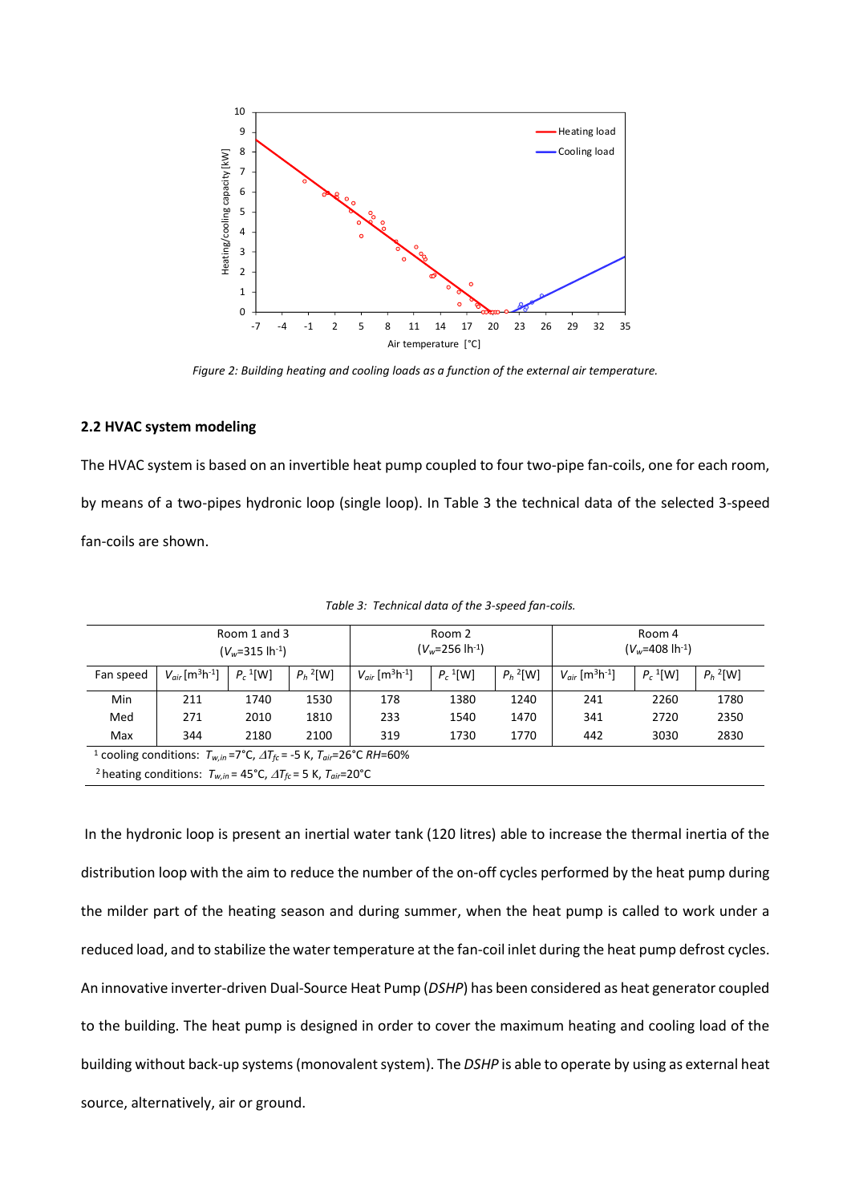Figure 2: Building heating and cooling loads as a function of the external air temperature.

### 2.2 HVAC system modeling

The HVAC system is based on an invertible heat pump coupled to four two-pipe fan-coils, one for each room, by means of a two-pipes hydronic loop (single loop). In Table 3 the technical data of the selected 3-speed fan-coils are shown.

*Table 3: Technical data of the 3-speed fan-coils.*

| | Room 1 and 3 ($V_w$=315 lh$^{-1}$) | | | Room 2 ($V_w$=256 lh$^{-1}$) | | | Room 4 ($V_w$=408 lh$^{-1}$) | | |
|---|---|---|---|---|---|---|---|---|---|
| Fan speed | $V_{air}$ [m$^3$h$^{-1}$] | $P_c$ [1][W] | $P_h$ [2][W] | $V_{air}$ [m$^3$h$^{-1}$] | $P_c$ [1][W] | $P_h$ [2][W] | $V_{air}$ [m$^3$h$^{-1}$] | $P_c$ [1][W] | $P_h$ [2][W] |
| Min | 211 | 1740 | 1530 | 178 | 1380 | 1240 | 241 | 2260 | 1780 |
| Med | 271 | 2010 | 1810 | 233 | 1540 | 1470 | 341 | 2720 | 2350 |
| Max | 344 | 2180 | 2100 | 319 | 1730 | 1770 | 442 | 3030 | 2830 |

[1] cooling conditions: $T_{w,in}$=7°C, $\Delta T_{fc}$= -5 K, $T_{air}$=26°C $RH$=60%

[2] heating conditions: $T_{w,in}$= 45°C, $\Delta T_{fc}$= 5 K, $T_{air}$=20°C

In the hydronic loop is present an inertial water tank (120 litres) able to increase the thermal inertia of the distribution loop with the aim to reduce the number of the on-off cycles performed by the heat pump during the milder part of the heating season and during summer, when the heat pump is called to work under a reduced load, and to stabilize the water temperature at the fan-coil inlet during the heat pump defrost cycles. An innovative inverter-driven Dual-Source Heat Pump (*DSHP*) has been considered as heat generator coupled to the building. The heat pump is designed in order to cover the maximum heating and cooling load of the building without back-up systems (monovalent system). The *DSHP* is able to operate by using as external heat source, alternatively, air or ground.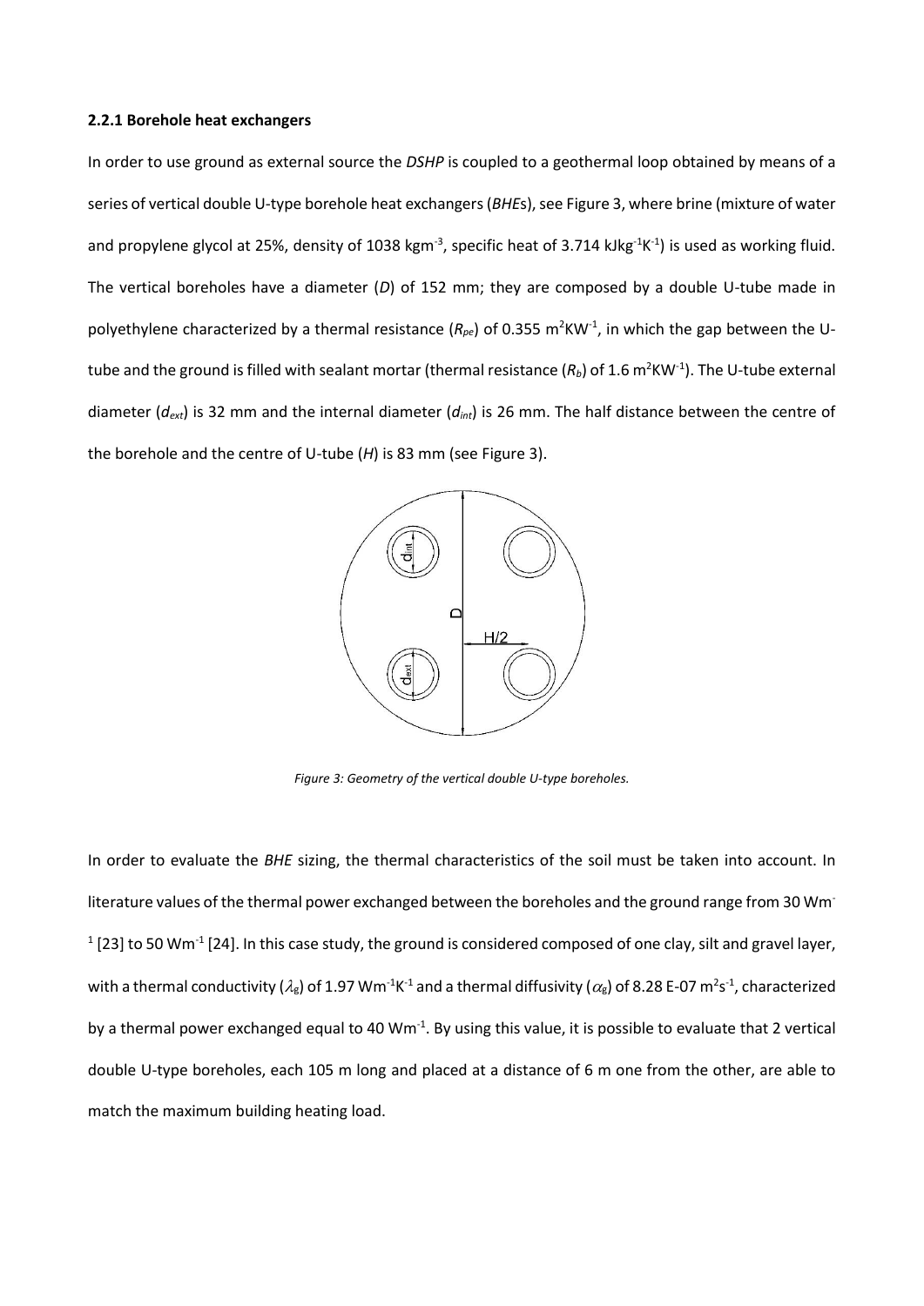### 2.2.1 Borehole heat exchangers

In order to use ground as external source the *DSHP* is coupled to a geothermal loop obtained by means of a series of vertical double U-type borehole heat exchangers (*BHE*s), see Figure 3, where brine (mixture of water and propylene glycol at 25%, density of 1038 kgm$^{-3}$, specific heat of 3.714 kJkg$^{-1}$K$^{-1}$) is used as working fluid. The vertical boreholes have a diameter ($D$) of 152 mm; they are composed by a double U-tube made in polyethylene characterized by a thermal resistance ($R_{pe}$) of 0.355 m$^2$KW$^{-1}$, in which the gap between the U-tube and the ground is filled with sealant mortar (thermal resistance ($R_b$) of 1.6 m$^2$KW$^{-1}$). The U-tube external diameter ($d_{ext}$) is 32 mm and the internal diameter ($d_{int}$) is 26 mm. The half distance between the centre of the borehole and the centre of U-tube ($H$) is 83 mm (see Figure 3).

*Figure 3: Geometry of the vertical double U-type boreholes.*

In order to evaluate the *BHE* sizing, the thermal characteristics of the soil must be taken into account. In literature values of the thermal power exchanged between the boreholes and the ground range from 30 Wm$^{-1}$ [23] to 50 Wm$^{-1}$ [24]. In this case study, the ground is considered composed of one clay, silt and gravel layer, with a thermal conductivity ($\lambda_g$) of 1.97 Wm$^{-1}$K$^{-1}$ and a thermal diffusivity ($\alpha_g$) of 8.28 E-07 m$^2$s$^{-1}$, characterized by a thermal power exchanged equal to 40 Wm$^{-1}$. By using this value, it is possible to evaluate that 2 vertical double U-type boreholes, each 105 m long and placed at a distance of 6 m one from the other, are able to match the maximum building heating load.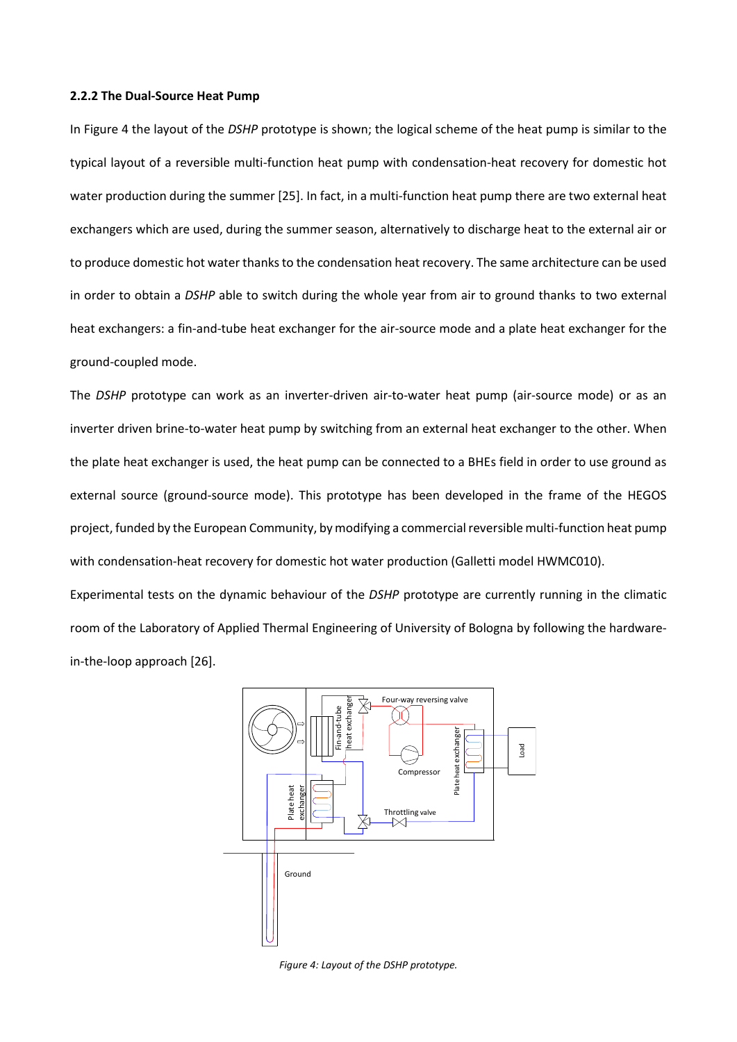### 2.2.2 The Dual-Source Heat Pump

In Figure 4 the layout of the *DSHP* prototype is shown; the logical scheme of the heat pump is similar to the typical layout of a reversible multi-function heat pump with condensation-heat recovery for domestic hot water production during the summer [25]. In fact, in a multi-function heat pump there are two external heat exchangers which are used, during the summer season, alternatively to discharge heat to the external air or to produce domestic hot water thanks to the condensation heat recovery. The same architecture can be used in order to obtain a *DSHP* able to switch during the whole year from air to ground thanks to two external heat exchangers: a fin-and-tube heat exchanger for the air-source mode and a plate heat exchanger for the ground-coupled mode.

The *DSHP* prototype can work as an inverter-driven air-to-water heat pump (air-source mode) or as an inverter driven brine-to-water heat pump by switching from an external heat exchanger to the other. When the plate heat exchanger is used, the heat pump can be connected to a BHEs field in order to use ground as external source (ground-source mode). This prototype has been developed in the frame of the HEGOS project, funded by the European Community, by modifying a commercial reversible multi-function heat pump with condensation-heat recovery for domestic hot water production (Galletti model HWMC010).

Experimental tests on the dynamic behaviour of the *DSHP* prototype are currently running in the climatic room of the Laboratory of Applied Thermal Engineering of University of Bologna by following the hardware-in-the-loop approach [26].

*Figure 4: Layout of the DSHP prototype.*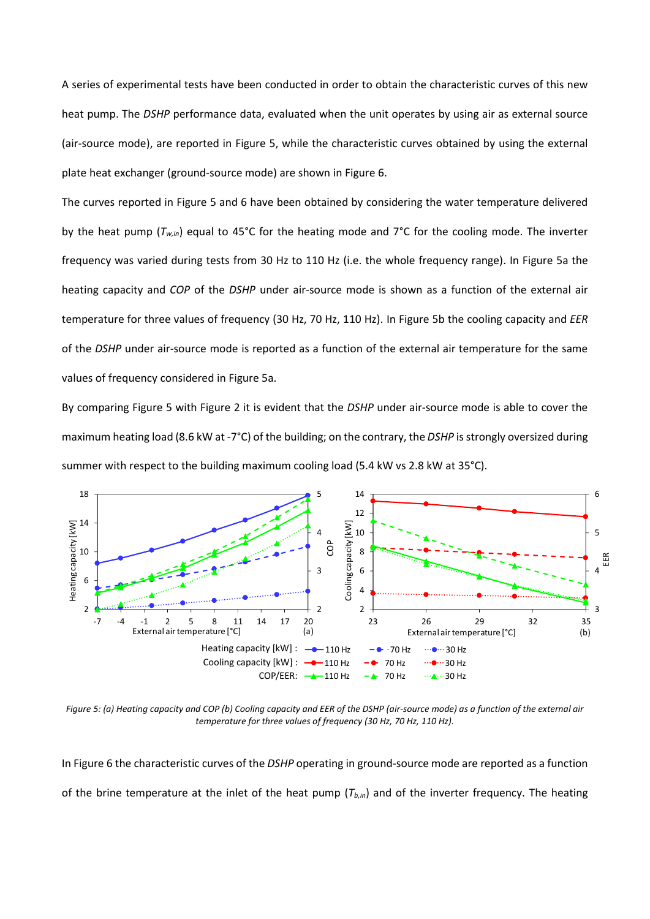A series of experimental tests have been conducted in order to obtain the characteristic curves of this new heat pump. The *DSHP* performance data, evaluated when the unit operates by using air as external source (air-source mode), are reported in Figure 5, while the characteristic curves obtained by using the external plate heat exchanger (ground-source mode) are shown in Figure 6.

The curves reported in Figure 5 and 6 have been obtained by considering the water temperature delivered by the heat pump ($T_{w,in}$) equal to 45°C for the heating mode and 7°C for the cooling mode. The inverter frequency was varied during tests from 30 Hz to 110 Hz (i.e. the whole frequency range). In Figure 5a the heating capacity and *COP* of the *DSHP* under air-source mode is shown as a function of the external air temperature for three values of frequency (30 Hz, 70 Hz, 110 Hz). In Figure 5b the cooling capacity and *EER* of the *DSHP* under air-source mode is reported as a function of the external air temperature for the same values of frequency considered in Figure 5a.

By comparing Figure 5 with Figure 2 it is evident that the *DSHP* under air-source mode is able to cover the maximum heating load (8.6 kW at -7°C) of the building; on the contrary, the *DSHP* is strongly oversized during summer with respect to the building maximum cooling load (5.4 kW vs 2.8 kW at 35°C).

*Figure 5: (a) Heating capacity and COP (b) Cooling capacity and EER of the DSHP (air-source mode) as a function of the external air temperature for three values of frequency (30 Hz, 70 Hz, 110 Hz).*

In Figure 6 the characteristic curves of the *DSHP* operating in ground-source mode are reported as a function of the brine temperature at the inlet of the heat pump ($T_{b,in}$) and of the inverter frequency. The heating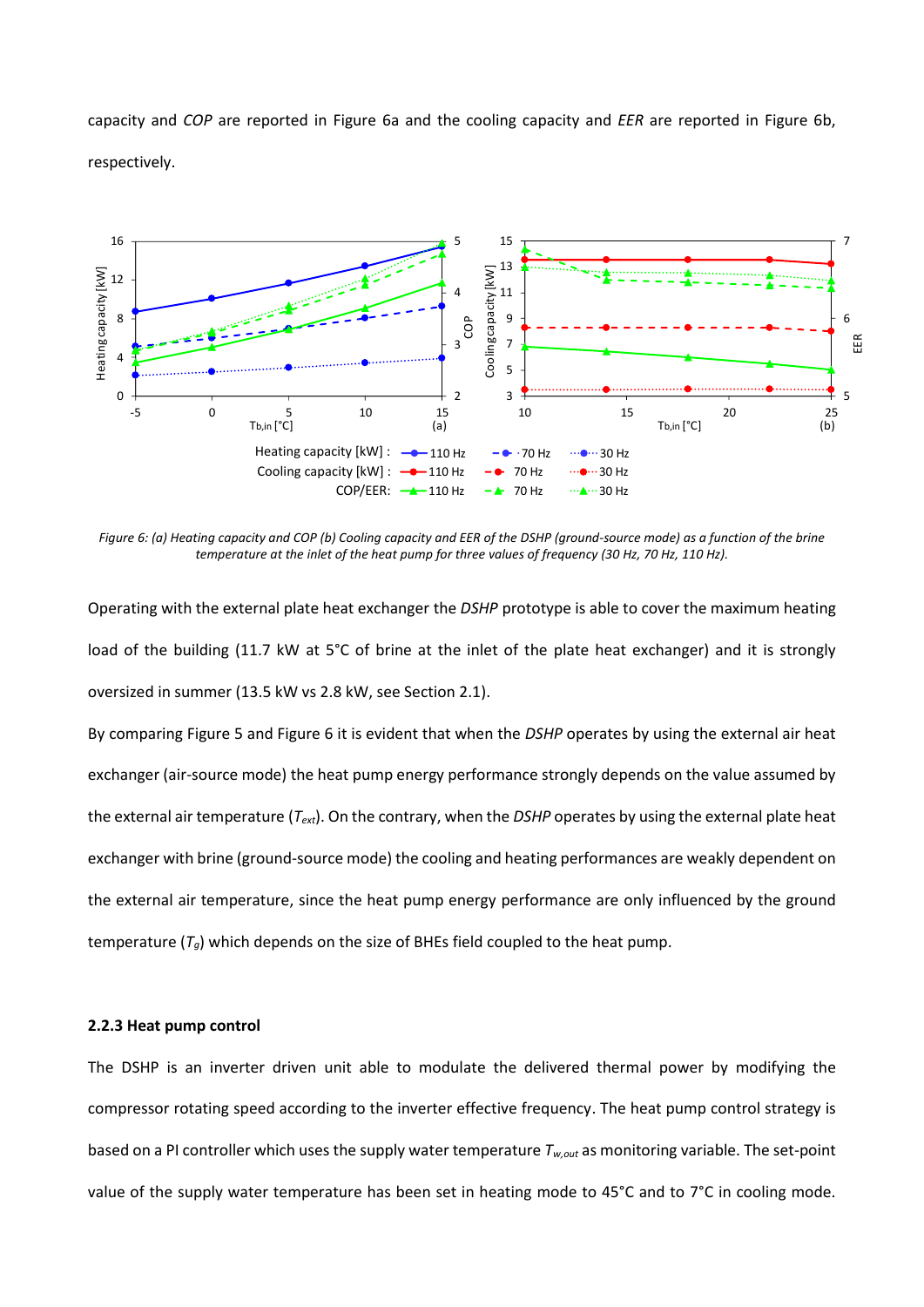capacity and *COP* are reported in Figure 6a and the cooling capacity and *EER* are reported in Figure 6b, respectively.

*Figure 6: (a) Heating capacity and COP (b) Cooling capacity and EER of the DSHP (ground-source mode) as a function of the brine temperature at the inlet of the heat pump for three values of frequency (30 Hz, 70 Hz, 110 Hz).*

Operating with the external plate heat exchanger the *DSHP* prototype is able to cover the maximum heating load of the building (11.7 kW at 5°C of brine at the inlet of the plate heat exchanger) and it is strongly oversized in summer (13.5 kW vs 2.8 kW, see Section 2.1).

By comparing Figure 5 and Figure 6 it is evident that when the *DSHP* operates by using the external air heat exchanger (air-source mode) the heat pump energy performance strongly depends on the value assumed by the external air temperature ($T_{ext}$). On the contrary, when the *DSHP* operates by using the external plate heat exchanger with brine (ground-source mode) the cooling and heating performances are weakly dependent on the external air temperature, since the heat pump energy performance are only influenced by the ground temperature ($T_g$) which depends on the size of BHEs field coupled to the heat pump.

### 2.2.3 Heat pump control

The DSHP is an inverter driven unit able to modulate the delivered thermal power by modifying the compressor rotating speed according to the inverter effective frequency. The heat pump control strategy is based on a PI controller which uses the supply water temperature $T_{w,out}$ as monitoring variable. The set-point value of the supply water temperature has been set in heating mode to 45°C and to 7°C in cooling mode.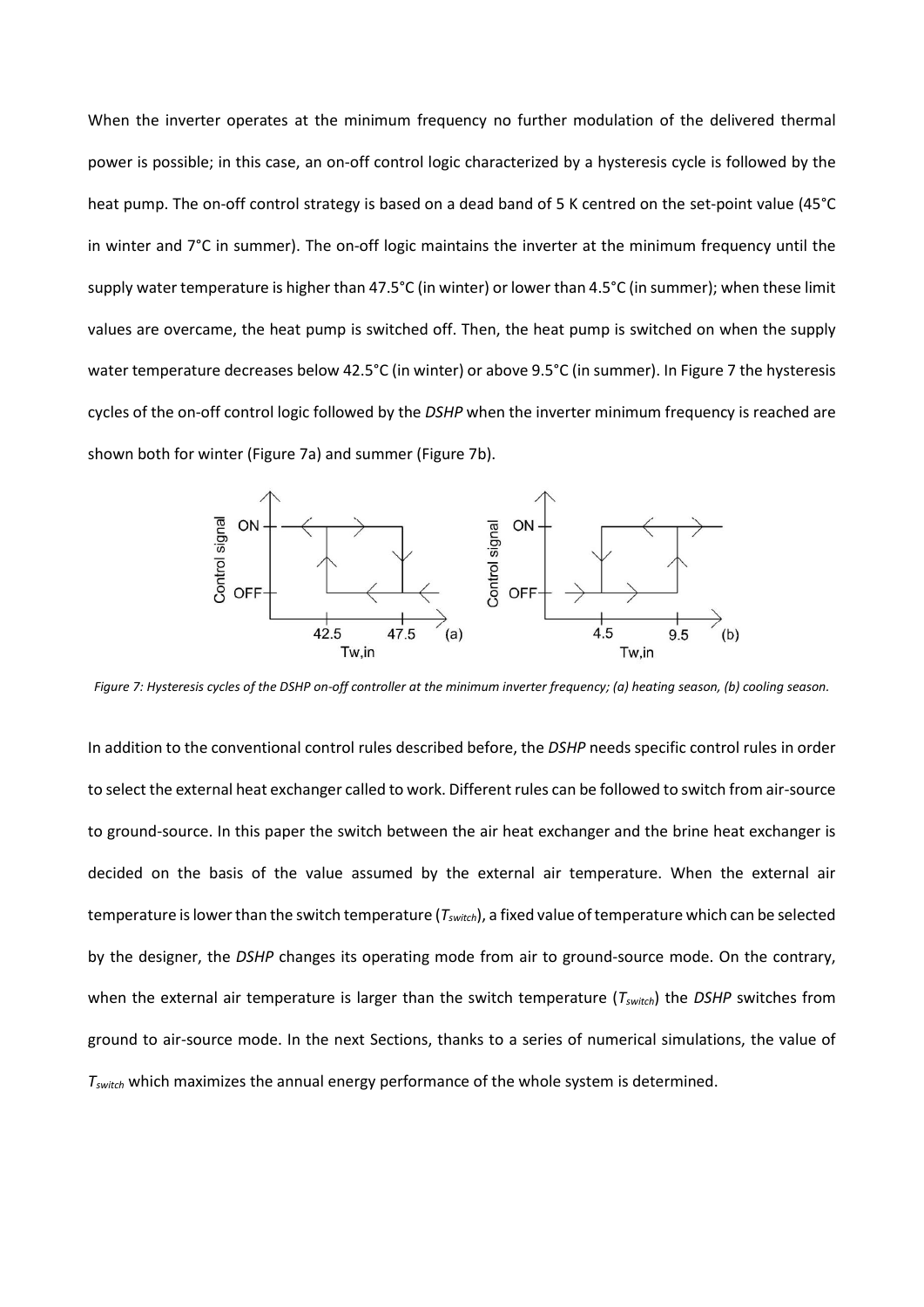When the inverter operates at the minimum frequency no further modulation of the delivered thermal power is possible; in this case, an on-off control logic characterized by a hysteresis cycle is followed by the heat pump. The on-off control strategy is based on a dead band of 5 K centred on the set-point value (45°C in winter and 7°C in summer). The on-off logic maintains the inverter at the minimum frequency until the supply water temperature is higher than 47.5°C (in winter) or lower than 4.5°C (in summer); when these limit values are overcame, the heat pump is switched off. Then, the heat pump is switched on when the supply water temperature decreases below 42.5°C (in winter) or above 9.5°C (in summer). In Figure 7 the hysteresis cycles of the on-off control logic followed by the *DSHP* when the inverter minimum frequency is reached are shown both for winter (Figure 7a) and summer (Figure 7b).

*Figure 7: Hysteresis cycles of the DSHP on-off controller at the minimum inverter frequency; (a) heating season, (b) cooling season.*

In addition to the conventional control rules described before, the *DSHP* needs specific control rules in order to select the external heat exchanger called to work. Different rules can be followed to switch from air-source to ground-source. In this paper the switch between the air heat exchanger and the brine heat exchanger is decided on the basis of the value assumed by the external air temperature. When the external air temperature is lower than the switch temperature ($T_{switch}$), a fixed value of temperature which can be selected by the designer, the *DSHP* changes its operating mode from air to ground-source mode. On the contrary, when the external air temperature is larger than the switch temperature ($T_{switch}$) the *DSHP* switches from ground to air-source mode. In the next Sections, thanks to a series of numerical simulations, the value of $T_{switch}$ which maximizes the annual energy performance of the whole system is determined.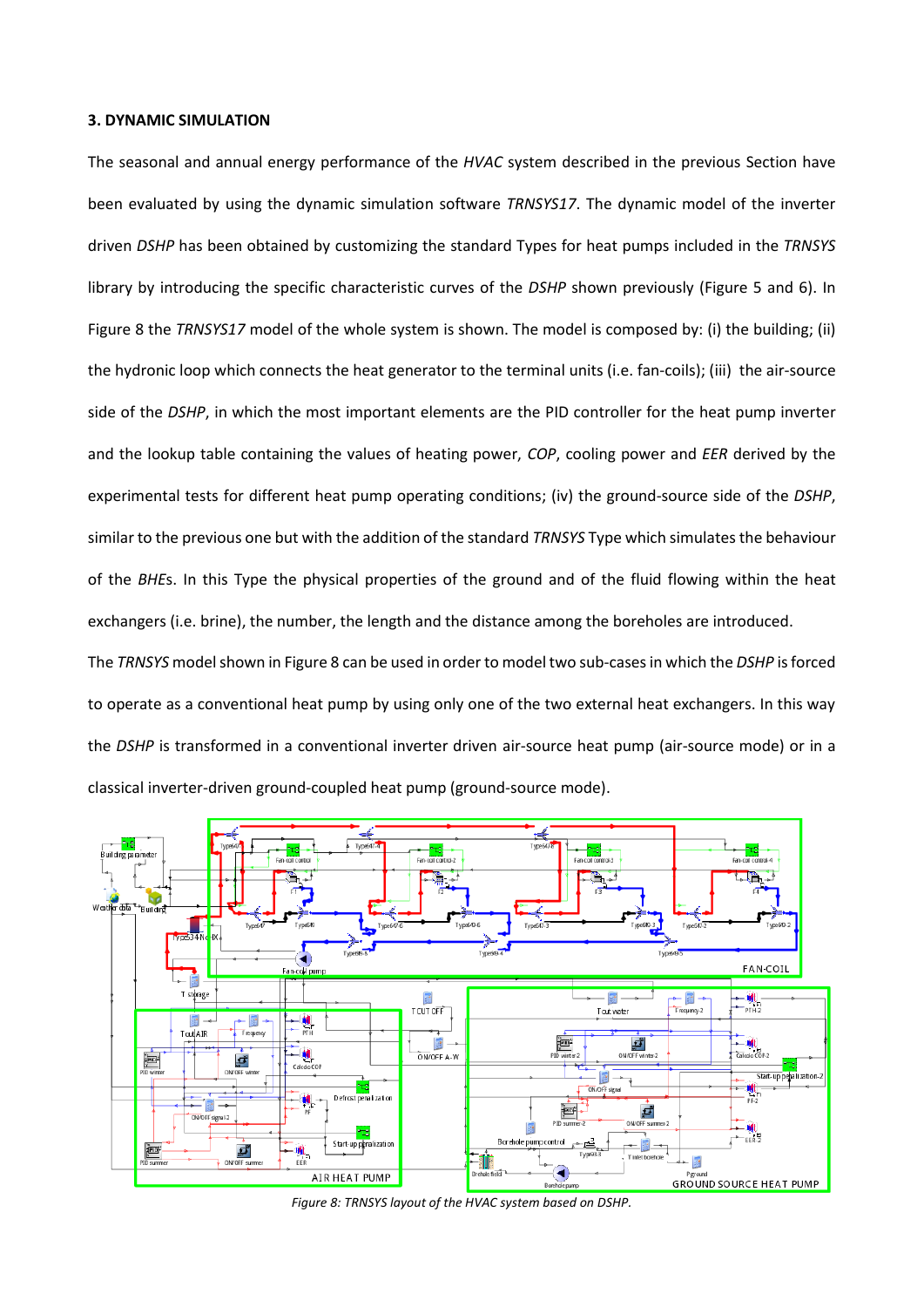### 3. DYNAMIC SIMULATION

The seasonal and annual energy performance of the *HVAC* system described in the previous Section have been evaluated by using the dynamic simulation software *TRNSYS17*. The dynamic model of the inverter driven *DSHP* has been obtained by customizing the standard Types for heat pumps included in the *TRNSYS* library by introducing the specific characteristic curves of the *DSHP* shown previously (Figure 5 and 6). In Figure 8 the *TRNSYS17* model of the whole system is shown. The model is composed by: (i) the building; (ii) the hydronic loop which connects the heat generator to the terminal units (i.e. fan-coils); (iii) the air-source side of the *DSHP*, in which the most important elements are the PID controller for the heat pump inverter and the lookup table containing the values of heating power, *COP*, cooling power and *EER* derived by the experimental tests for different heat pump operating conditions; (iv) the ground-source side of the *DSHP*, similar to the previous one but with the addition of the standard *TRNSYS* Type which simulates the behaviour of the *BHE*s. In this Type the physical properties of the ground and of the fluid flowing within the heat exchangers (i.e. brine), the number, the length and the distance among the boreholes are introduced.

The *TRNSYS* model shown in Figure 8 can be used in order to model two sub-cases in which the *DSHP* is forced to operate as a conventional heat pump by using only one of the two external heat exchangers. In this way the *DSHP* is transformed in a conventional inverter driven air-source heat pump (air-source mode) or in a classical inverter-driven ground-coupled heat pump (ground-source mode).

*Figure 8: TRNSYS layout of the HVAC system based on DSHP.*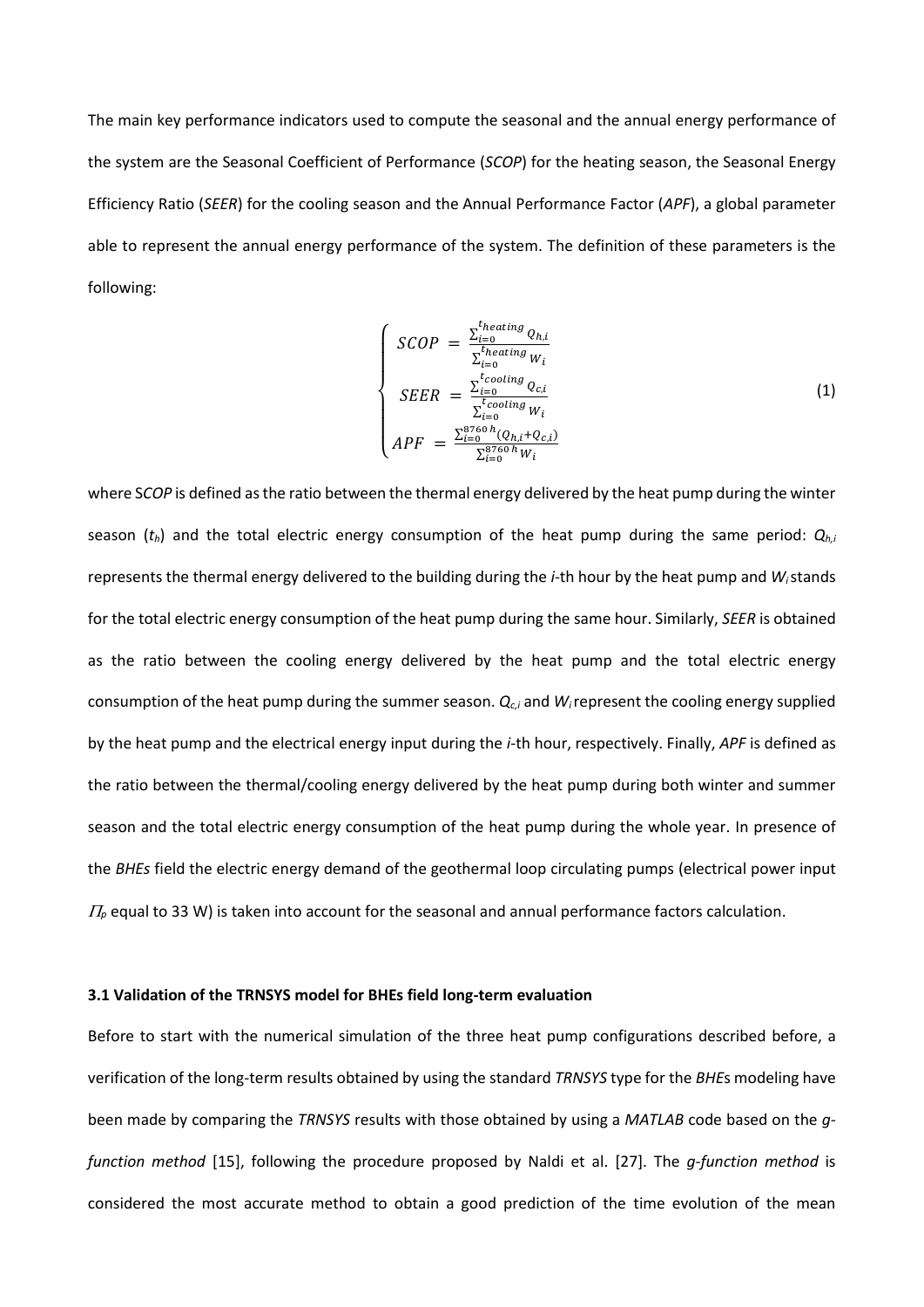The main key performance indicators used to compute the seasonal and the annual energy performance of the system are the Seasonal Coefficient of Performance (*SCOP*) for the heating season, the Seasonal Energy Efficiency Ratio (*SEER*) for the cooling season and the Annual Performance Factor (*APF*), a global parameter able to represent the annual energy performance of the system. The definition of these parameters is the following:

$$
\begin{cases}
SCOP = \dfrac{\sum_{i=0}^{t_{heating}} Q_{h,i}}{\sum_{i=0}^{t_{heating}} W_i} \\
SEER = \dfrac{\sum_{i=0}^{t_{cooling}} Q_{c,i}}{\sum_{i=0}^{t_{cooling}} W_i} \\
APF = \dfrac{\sum_{i=0}^{8760\,h} (Q_{h,i} + Q_{c,i})}{\sum_{i=0}^{8760\,h} W_i}
\end{cases}
\tag{1}
$$

where S*COP* is defined as the ratio between the thermal energy delivered by the heat pump during the winter season ($t_h$) and the total electric energy consumption of the heat pump during the same period: $Q_{h,i}$ represents the thermal energy delivered to the building during the *i*-th hour by the heat pump and $W_i$ stands for the total electric energy consumption of the heat pump during the same hour. Similarly, *SEER* is obtained as the ratio between the cooling energy delivered by the heat pump and the total electric energy consumption of the heat pump during the summer season. $Q_{c,i}$ and $W_i$ represent the cooling energy supplied by the heat pump and the electrical energy input during the *i*-th hour, respectively. Finally, *APF* is defined as the ratio between the thermal/cooling energy delivered by the heat pump during both winter and summer season and the total electric energy consumption of the heat pump during the whole year. In presence of the *BHEs* field the electric energy demand of the geothermal loop circulating pumps (electrical power input $\Pi_p$ equal to 33 W) is taken into account for the seasonal and annual performance factors calculation.

### 3.1 Validation of the TRNSYS model for BHEs field long-term evaluation

Before to start with the numerical simulation of the three heat pump configurations described before, a verification of the long-term results obtained by using the standard *TRNSYS* type for the *BHE*s modeling have been made by comparing the *TRNSYS* results with those obtained by using a *MATLAB* code based on the *g-function method* [15], following the procedure proposed by Naldi et al. [27]. The *g-function method* is considered the most accurate method to obtain a good prediction of the time evolution of the mean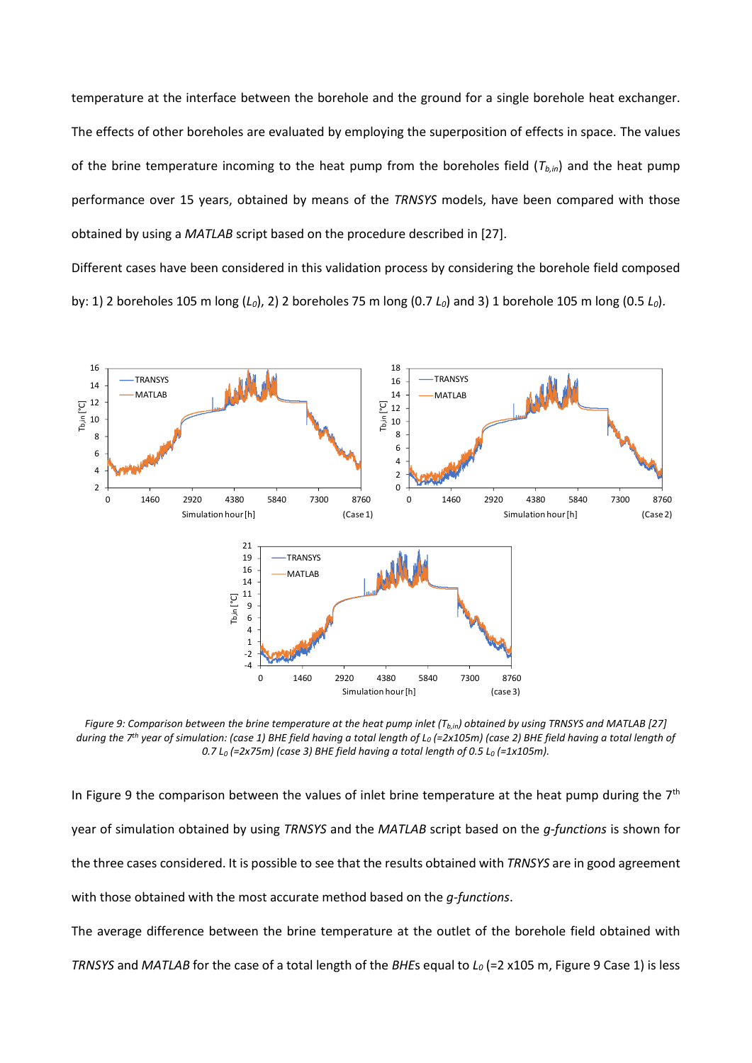temperature at the interface between the borehole and the ground for a single borehole heat exchanger. The effects of other boreholes are evaluated by employing the superposition of effects in space. The values of the brine temperature incoming to the heat pump from the boreholes field ($T_{b,in}$) and the heat pump performance over 15 years, obtained by means of the *TRNSYS* models, have been compared with those obtained by using a *MATLAB* script based on the procedure described in [27].

Different cases have been considered in this validation process by considering the borehole field composed by: 1) 2 boreholes 105 m long ($L_0$), 2) 2 boreholes 75 m long (0.7 $L_0$) and 3) 1 borehole 105 m long (0.5 $L_0$).

*Figure 9: Comparison between the brine temperature at the heat pump inlet ($T_{b,in}$) obtained by using TRNSYS and MATLAB [27] during the 7th year of simulation: (case 1) BHE field having a total length of $L_0$ (=2x105m) (case 2) BHE field having a total length of 0.7 $L_0$ (=2x75m) (case 3) BHE field having a total length of 0.5 $L_0$ (=1x105m).*

In Figure 9 the comparison between the values of inlet brine temperature at the heat pump during the 7th year of simulation obtained by using *TRNSYS* and the *MATLAB* script based on the *g-functions* is shown for the three cases considered. It is possible to see that the results obtained with *TRNSYS* are in good agreement with those obtained with the most accurate method based on the *g-functions*.

The average difference between the brine temperature at the outlet of the borehole field obtained with *TRNSYS* and *MATLAB* for the case of a total length of the *BHE*s equal to $L_0$ (=2 x105 m, Figure 9 Case 1) is less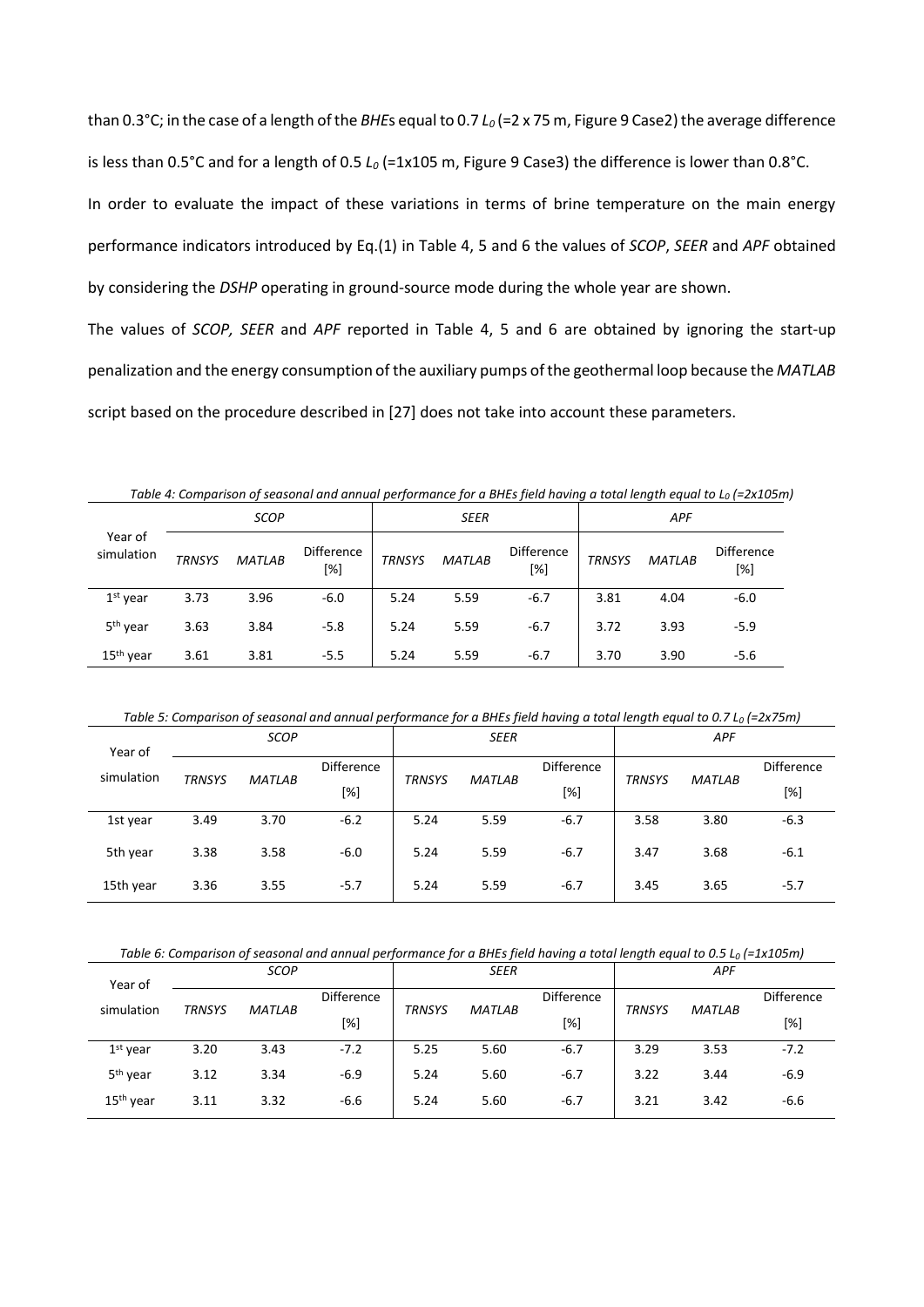than 0.3°C; in the case of a length of the *BHE*s equal to 0.7 $L_0$ (=2 x 75 m, Figure 9 Case2) the average difference is less than 0.5°C and for a length of 0.5 $L_0$ (=1x105 m, Figure 9 Case3) the difference is lower than 0.8°C.

In order to evaluate the impact of these variations in terms of brine temperature on the main energy performance indicators introduced by Eq.(1) in Table 4, 5 and 6 the values of *SCOP*, *SEER* and *APF* obtained by considering the *DSHP* operating in ground-source mode during the whole year are shown.

The values of *SCOP, SEER* and *APF* reported in Table 4, 5 and 6 are obtained by ignoring the start-up penalization and the energy consumption of the auxiliary pumps of the geothermal loop because the *MATLAB* script based on the procedure described in [27] does not take into account these parameters.

*Table 4: Comparison of seasonal and annual performance for a BHEs field having a total length equal to $L_0$ (=2x105m)*

| Year of simulation | *SCOP* | | | *SEER* | | | *APF* | | |
|---|---|---|---|---|---|---|---|---|---|
| | *TRNSYS* | *MATLAB* | Difference [%] | *TRNSYS* | *MATLAB* | Difference [%] | *TRNSYS* | *MATLAB* | Difference [%] |
| 1st year | 3.73 | 3.96 | -6.0 | 5.24 | 5.59 | -6.7 | 3.81 | 4.04 | -6.0 |
| 5th year | 3.63 | 3.84 | -5.8 | 5.24 | 5.59 | -6.7 | 3.72 | 3.93 | -5.9 |
| 15th year | 3.61 | 3.81 | -5.5 | 5.24 | 5.59 | -6.7 | 3.70 | 3.90 | -5.6 |

*Table 5: Comparison of seasonal and annual performance for a BHEs field having a total length equal to 0.7 $L_0$ (=2x75m)*

| Year of simulation | *SCOP* | | | *SEER* | | | *APF* | | |
|---|---|---|---|---|---|---|---|---|---|
| | *TRNSYS* | *MATLAB* | Difference [%] | *TRNSYS* | *MATLAB* | Difference [%] | *TRNSYS* | *MATLAB* | Difference [%] |
| 1st year | 3.49 | 3.70 | -6.2 | 5.24 | 5.59 | -6.7 | 3.58 | 3.80 | -6.3 |
| 5th year | 3.38 | 3.58 | -6.0 | 5.24 | 5.59 | -6.7 | 3.47 | 3.68 | -6.1 |
| 15th year | 3.36 | 3.55 | -5.7 | 5.24 | 5.59 | -6.7 | 3.45 | 3.65 | -5.7 |

*Table 6: Comparison of seasonal and annual performance for a BHEs field having a total length equal to 0.5 $L_0$ (=1x105m)*

| Year of simulation | *SCOP* | | | *SEER* | | | *APF* | | |
|---|---|---|---|---|---|---|---|---|---|
| | *TRNSYS* | *MATLAB* | Difference [%] | *TRNSYS* | *MATLAB* | Difference [%] | *TRNSYS* | *MATLAB* | Difference [%] |
| 1st year | 3.20 | 3.43 | -7.2 | 5.25 | 5.60 | -6.7 | 3.29 | 3.53 | -7.2 |
| 5th year | 3.12 | 3.34 | -6.9 | 5.24 | 5.60 | -6.7 | 3.22 | 3.44 | -6.9 |
| 15th year | 3.11 | 3.32 | -6.6 | 5.24 | 5.60 | -6.7 | 3.21 | 3.42 | -6.6 |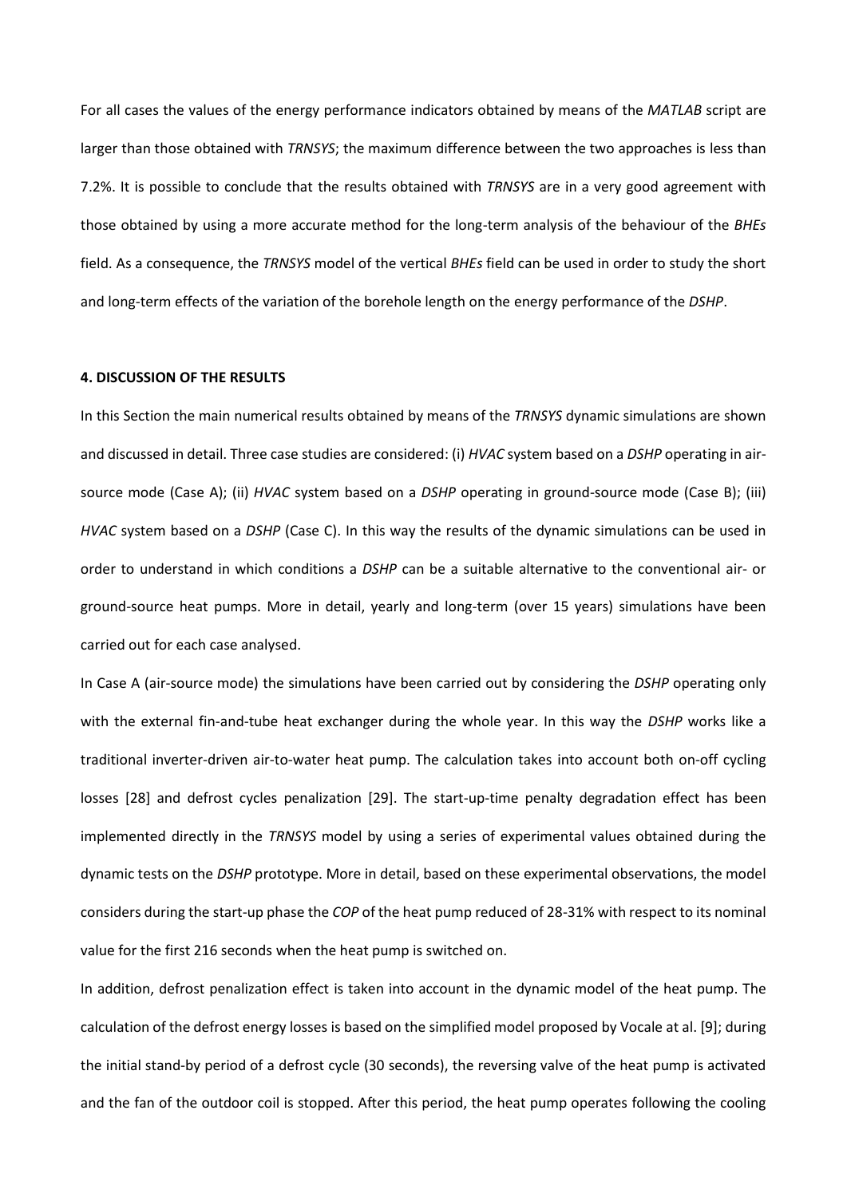For all cases the values of the energy performance indicators obtained by means of the *MATLAB* script are larger than those obtained with *TRNSYS*; the maximum difference between the two approaches is less than 7.2%. It is possible to conclude that the results obtained with *TRNSYS* are in a very good agreement with those obtained by using a more accurate method for the long-term analysis of the behaviour of the *BHEs* field. As a consequence, the *TRNSYS* model of the vertical *BHEs* field can be used in order to study the short and long-term effects of the variation of the borehole length on the energy performance of the *DSHP*.

## 4. DISCUSSION OF THE RESULTS

In this Section the main numerical results obtained by means of the *TRNSYS* dynamic simulations are shown and discussed in detail. Three case studies are considered: (i) *HVAC* system based on a *DSHP* operating in air-source mode (Case A); (ii) *HVAC* system based on a *DSHP* operating in ground-source mode (Case B); (iii) *HVAC* system based on a *DSHP* (Case C). In this way the results of the dynamic simulations can be used in order to understand in which conditions a *DSHP* can be a suitable alternative to the conventional air- or ground-source heat pumps. More in detail, yearly and long-term (over 15 years) simulations have been carried out for each case analysed.

In Case A (air-source mode) the simulations have been carried out by considering the *DSHP* operating only with the external fin-and-tube heat exchanger during the whole year. In this way the *DSHP* works like a traditional inverter-driven air-to-water heat pump. The calculation takes into account both on-off cycling losses [28] and defrost cycles penalization [29]. The start-up-time penalty degradation effect has been implemented directly in the *TRNSYS* model by using a series of experimental values obtained during the dynamic tests on the *DSHP* prototype. More in detail, based on these experimental observations, the model considers during the start-up phase the *COP* of the heat pump reduced of 28-31% with respect to its nominal value for the first 216 seconds when the heat pump is switched on.

In addition, defrost penalization effect is taken into account in the dynamic model of the heat pump. The calculation of the defrost energy losses is based on the simplified model proposed by Vocale at al. [9]; during the initial stand-by period of a defrost cycle (30 seconds), the reversing valve of the heat pump is activated and the fan of the outdoor coil is stopped. After this period, the heat pump operates following the cooling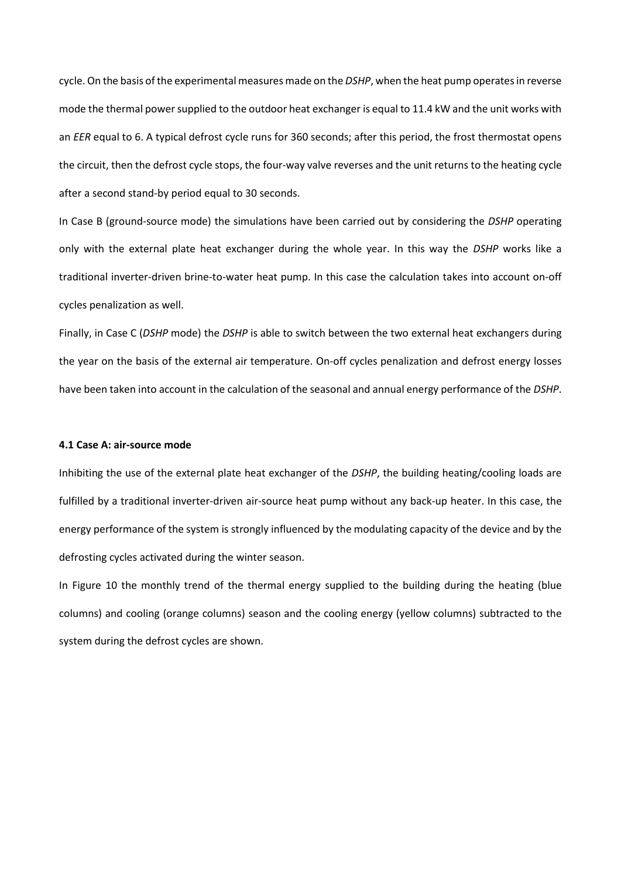cycle. On the basis of the experimental measures made on the *DSHP*, when the heat pump operates in reverse mode the thermal power supplied to the outdoor heat exchanger is equal to 11.4 kW and the unit works with an *EER* equal to 6. A typical defrost cycle runs for 360 seconds; after this period, the frost thermostat opens the circuit, then the defrost cycle stops, the four-way valve reverses and the unit returns to the heating cycle after a second stand-by period equal to 30 seconds.

In Case B (ground-source mode) the simulations have been carried out by considering the *DSHP* operating only with the external plate heat exchanger during the whole year. In this way the *DSHP* works like a traditional inverter-driven brine-to-water heat pump. In this case the calculation takes into account on-off cycles penalization as well.

Finally, in Case C (*DSHP* mode) the *DSHP* is able to switch between the two external heat exchangers during the year on the basis of the external air temperature. On-off cycles penalization and defrost energy losses have been taken into account in the calculation of the seasonal and annual energy performance of the *DSHP*.

### 4.1 Case A: air-source mode

Inhibiting the use of the external plate heat exchanger of the *DSHP*, the building heating/cooling loads are fulfilled by a traditional inverter-driven air-source heat pump without any back-up heater. In this case, the energy performance of the system is strongly influenced by the modulating capacity of the device and by the defrosting cycles activated during the winter season.

In Figure 10 the monthly trend of the thermal energy supplied to the building during the heating (blue columns) and cooling (orange columns) season and the cooling energy (yellow columns) subtracted to the system during the defrost cycles are shown.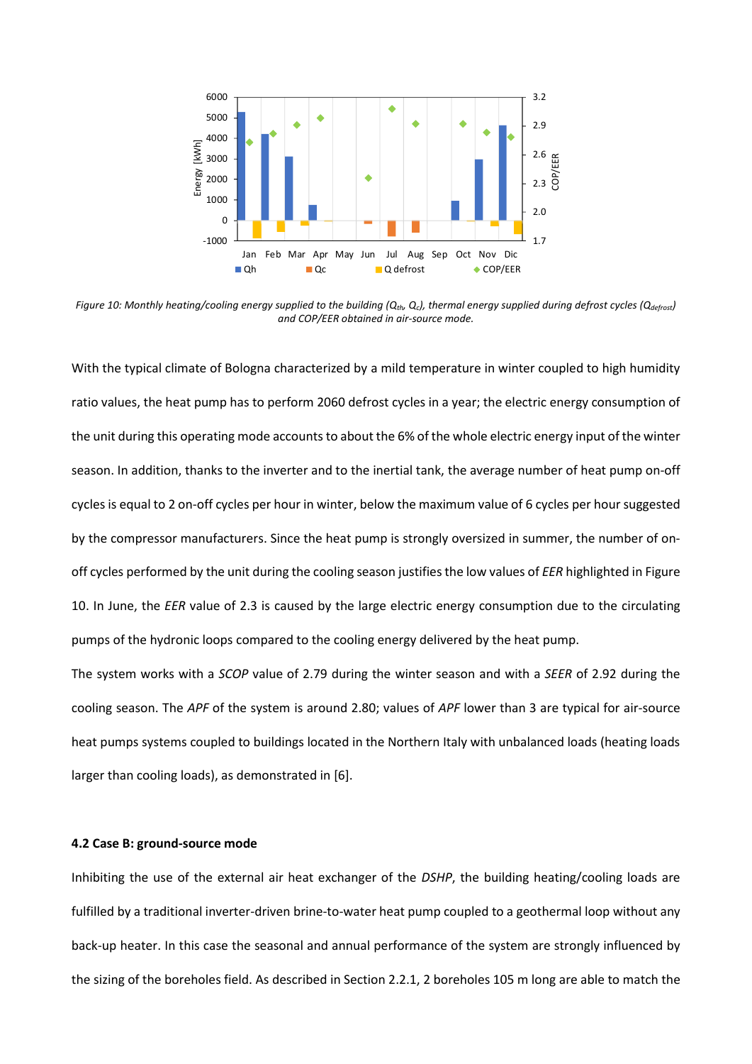*Figure 10: Monthly heating/cooling energy supplied to the building ($Q_{th}$, $Q_c$), thermal energy supplied during defrost cycles ($Q_{defrost}$) and COP/EER obtained in air-source mode.*

With the typical climate of Bologna characterized by a mild temperature in winter coupled to high humidity ratio values, the heat pump has to perform 2060 defrost cycles in a year; the electric energy consumption of the unit during this operating mode accounts to about the 6% of the whole electric energy input of the winter season. In addition, thanks to the inverter and to the inertial tank, the average number of heat pump on-off cycles is equal to 2 on-off cycles per hour in winter, below the maximum value of 6 cycles per hour suggested by the compressor manufacturers. Since the heat pump is strongly oversized in summer, the number of on-off cycles performed by the unit during the cooling season justifies the low values of *EER* highlighted in Figure 10. In June, the *EER* value of 2.3 is caused by the large electric energy consumption due to the circulating pumps of the hydronic loops compared to the cooling energy delivered by the heat pump.

The system works with a *SCOP* value of 2.79 during the winter season and with a *SEER* of 2.92 during the cooling season. The *APF* of the system is around 2.80; values of *APF* lower than 3 are typical for air-source heat pumps systems coupled to buildings located in the Northern Italy with unbalanced loads (heating loads larger than cooling loads), as demonstrated in [6].

### 4.2 Case B: ground-source mode

Inhibiting the use of the external air heat exchanger of the *DSHP*, the building heating/cooling loads are fulfilled by a traditional inverter-driven brine-to-water heat pump coupled to a geothermal loop without any back-up heater. In this case the seasonal and annual performance of the system are strongly influenced by the sizing of the boreholes field. As described in Section 2.2.1, 2 boreholes 105 m long are able to match the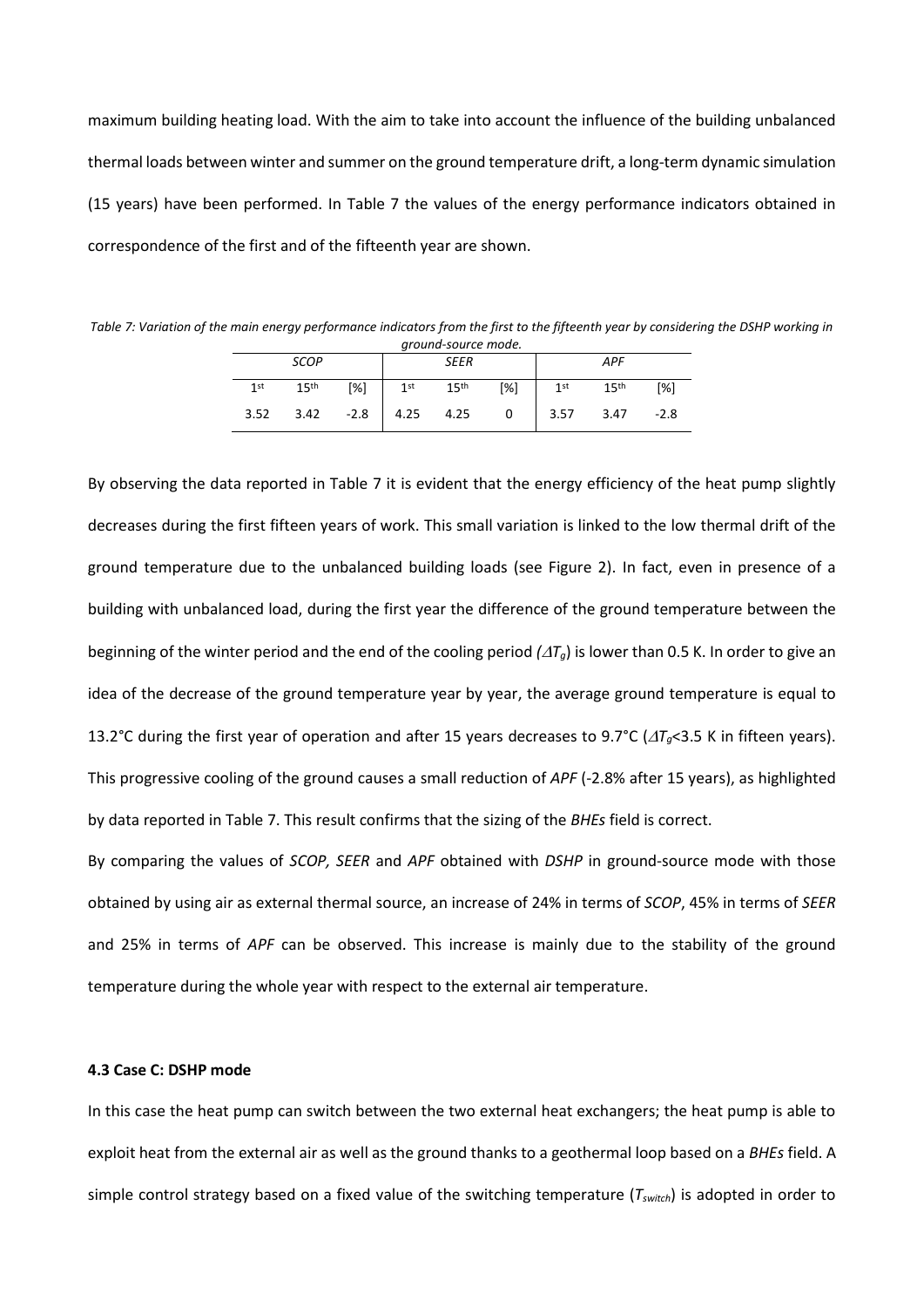maximum building heating load. With the aim to take into account the influence of the building unbalanced thermal loads between winter and summer on the ground temperature drift, a long-term dynamic simulation (15 years) have been performed. In Table 7 the values of the energy performance indicators obtained in correspondence of the first and of the fifteenth year are shown.

*Table 7: Variation of the main energy performance indicators from the first to the fifteenth year by considering the DSHP working in ground-source mode.*

| *SCOP* | | | *SEER* | | | *APF* | | |
|---|---|---|---|---|---|---|---|---|
| 1st | 15th | [%] | 1st | 15th | [%] | 1st | 15th | [%] |
| 3.52 | 3.42 | -2.8 | 4.25 | 4.25 | 0 | 3.57 | 3.47 | -2.8 |

By observing the data reported in Table 7 it is evident that the energy efficiency of the heat pump slightly decreases during the first fifteen years of work. This small variation is linked to the low thermal drift of the ground temperature due to the unbalanced building loads (see Figure 2). In fact, even in presence of a building with unbalanced load, during the first year the difference of the ground temperature between the beginning of the winter period and the end of the cooling period ($\Delta T_g$) is lower than 0.5 K. In order to give an idea of the decrease of the ground temperature year by year, the average ground temperature is equal to 13.2°C during the first year of operation and after 15 years decreases to 9.7°C ($\Delta T_g$<3.5 K in fifteen years). This progressive cooling of the ground causes a small reduction of *APF* (-2.8% after 15 years), as highlighted by data reported in Table 7. This result confirms that the sizing of the *BHEs* field is correct.

By comparing the values of *SCOP, SEER* and *APF* obtained with *DSHP* in ground-source mode with those obtained by using air as external thermal source, an increase of 24% in terms of *SCOP*, 45% in terms of *SEER* and 25% in terms of *APF* can be observed. This increase is mainly due to the stability of the ground temperature during the whole year with respect to the external air temperature.

### 4.3 Case C: DSHP mode

In this case the heat pump can switch between the two external heat exchangers; the heat pump is able to exploit heat from the external air as well as the ground thanks to a geothermal loop based on a *BHEs* field. A simple control strategy based on a fixed value of the switching temperature ($T_{switch}$) is adopted in order to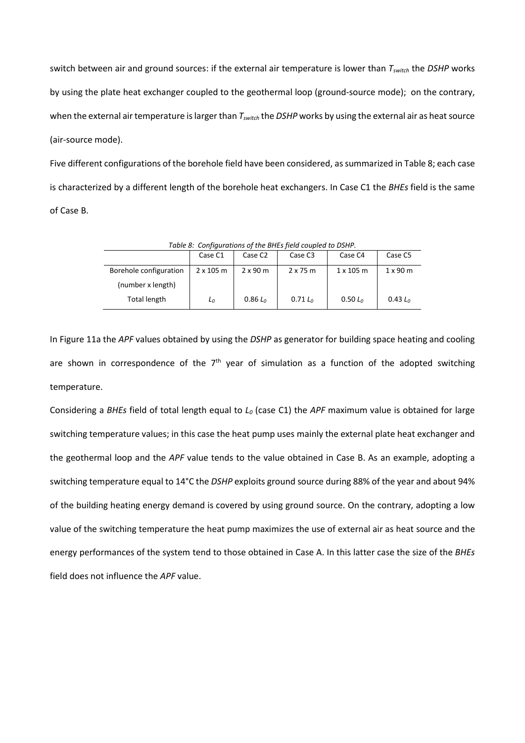switch between air and ground sources: if the external air temperature is lower than $T_{switch}$ the *DSHP* works by using the plate heat exchanger coupled to the geothermal loop (ground-source mode); on the contrary, when the external air temperature is larger than $T_{switch}$ the *DSHP* works by using the external air as heat source (air-source mode).

Five different configurations of the borehole field have been considered, as summarized in Table 8; each case is characterized by a different length of the borehole heat exchangers. In Case C1 the *BHEs* field is the same of Case B.

*Table 8: Configurations of the BHEs field coupled to DSHP.*

| | Case C1 | Case C2 | Case C3 | Case C4 | Case C5 |
|---|---|---|---|---|---|
| Borehole configuration (number x length) | 2 x 105 m | 2 x 90 m | 2 x 75 m | 1 x 105 m | 1 x 90 m |
| Total length | $L_0$ | 0.86 $L_0$ | 0.71 $L_0$ | 0.50 $L_0$ | 0.43 $L_0$ |

In Figure 11a the *APF* values obtained by using the *DSHP* as generator for building space heating and cooling are shown in correspondence of the 7$^{th}$ year of simulation as a function of the adopted switching temperature.

Considering a *BHEs* field of total length equal to $L_0$ (case C1) the *APF* maximum value is obtained for large switching temperature values; in this case the heat pump uses mainly the external plate heat exchanger and the geothermal loop and the *APF* value tends to the value obtained in Case B. As an example, adopting a switching temperature equal to 14°C the *DSHP* exploits ground source during 88% of the year and about 94% of the building heating energy demand is covered by using ground source. On the contrary, adopting a low value of the switching temperature the heat pump maximizes the use of external air as heat source and the energy performances of the system tend to those obtained in Case A. In this latter case the size of the *BHEs* field does not influence the *APF* value.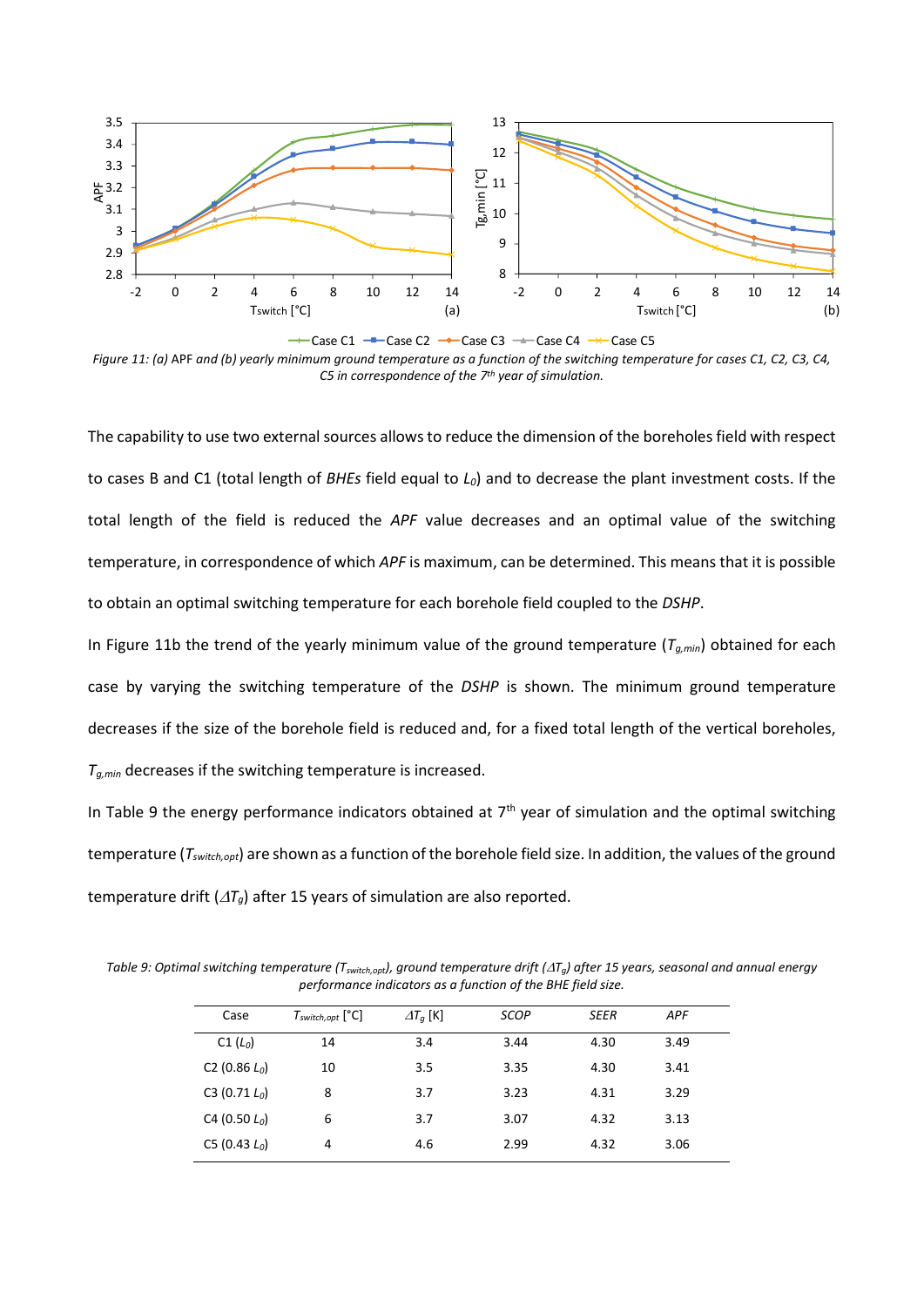*Figure 11: (a) APF and (b) yearly minimum ground temperature as a function of the switching temperature for cases C1, C2, C3, C4, C5 in correspondence of the 7th year of simulation.*

The capability to use two external sources allows to reduce the dimension of the boreholes field with respect to cases B and C1 (total length of *BHEs* field equal to $L_0$) and to decrease the plant investment costs. If the total length of the field is reduced the *APF* value decreases and an optimal value of the switching temperature, in correspondence of which *APF* is maximum, can be determined. This means that it is possible to obtain an optimal switching temperature for each borehole field coupled to the *DSHP*.

In Figure 11b the trend of the yearly minimum value of the ground temperature ($T_{g,min}$) obtained for each case by varying the switching temperature of the *DSHP* is shown. The minimum ground temperature decreases if the size of the borehole field is reduced and, for a fixed total length of the vertical boreholes, $T_{g,min}$ decreases if the switching temperature is increased.

In Table 9 the energy performance indicators obtained at 7th year of simulation and the optimal switching temperature ($T_{switch,opt}$) are shown as a function of the borehole field size. In addition, the values of the ground temperature drift ($\Delta T_g$) after 15 years of simulation are also reported.

*Table 9: Optimal switching temperature ($T_{switch,opt}$), ground temperature drift ($\Delta T_g$) after 15 years, seasonal and annual energy performance indicators as a function of the BHE field size.*

| Case | $T_{switch,opt}$ [°C] | $\Delta T_g$ [K] | *SCOP* | *SEER* | *APF* |
|---|---|---|---|---|---|
| C1 ($L_0$) | 14 | 3.4 | 3.44 | 4.30 | 3.49 |
| C2 (0.86 $L_0$) | 10 | 3.5 | 3.35 | 4.30 | 3.41 |
| C3 (0.71 $L_0$) | 8 | 3.7 | 3.23 | 4.31 | 3.29 |
| C4 (0.50 $L_0$) | 6 | 3.7 | 3.07 | 4.32 | 3.13 |
| C5 (0.43 $L_0$) | 4 | 4.6 | 2.99 | 4.32 | 3.06 |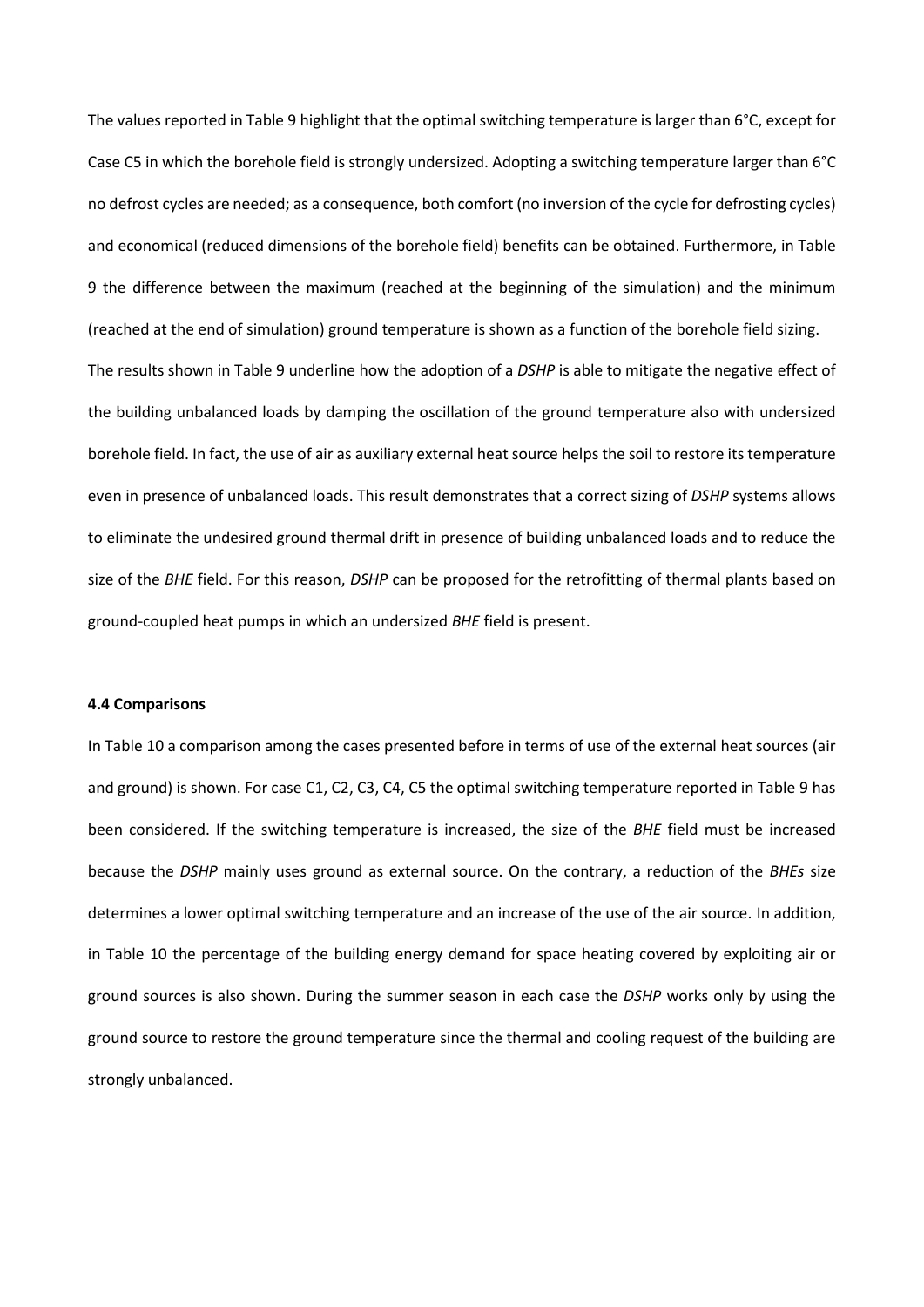The values reported in Table 9 highlight that the optimal switching temperature is larger than 6°C, except for Case C5 in which the borehole field is strongly undersized. Adopting a switching temperature larger than 6°C no defrost cycles are needed; as a consequence, both comfort (no inversion of the cycle for defrosting cycles) and economical (reduced dimensions of the borehole field) benefits can be obtained. Furthermore, in Table 9 the difference between the maximum (reached at the beginning of the simulation) and the minimum (reached at the end of simulation) ground temperature is shown as a function of the borehole field sizing.

The results shown in Table 9 underline how the adoption of a *DSHP* is able to mitigate the negative effect of the building unbalanced loads by damping the oscillation of the ground temperature also with undersized borehole field. In fact, the use of air as auxiliary external heat source helps the soil to restore its temperature even in presence of unbalanced loads. This result demonstrates that a correct sizing of *DSHP* systems allows to eliminate the undesired ground thermal drift in presence of building unbalanced loads and to reduce the size of the *BHE* field. For this reason, *DSHP* can be proposed for the retrofitting of thermal plants based on ground-coupled heat pumps in which an undersized *BHE* field is present.

**4.4 Comparisons**

In Table 10 a comparison among the cases presented before in terms of use of the external heat sources (air and ground) is shown. For case C1, C2, C3, C4, C5 the optimal switching temperature reported in Table 9 has been considered. If the switching temperature is increased, the size of the *BHE* field must be increased because the *DSHP* mainly uses ground as external source. On the contrary, a reduction of the *BHEs* size determines a lower optimal switching temperature and an increase of the use of the air source. In addition, in Table 10 the percentage of the building energy demand for space heating covered by exploiting air or ground sources is also shown. During the summer season in each case the *DSHP* works only by using the ground source to restore the ground temperature since the thermal and cooling request of the building are strongly unbalanced.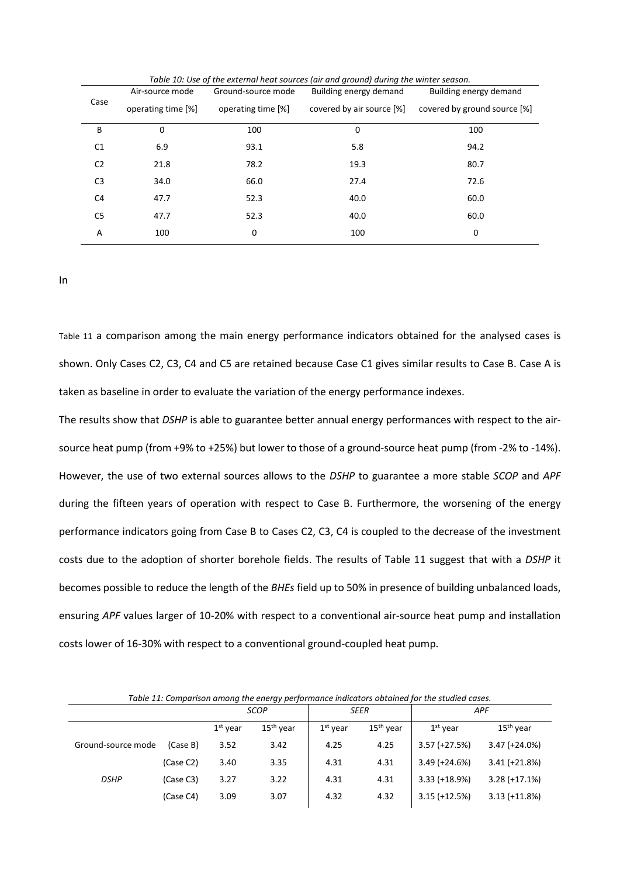*Table 10: Use of the external heat sources (air and ground) during the winter season.*

| Case | Air-source mode operating time [%] | Ground-source mode operating time [%] | Building energy demand covered by air source [%] | Building energy demand covered by ground source [%] |
|---|---|---|---|---|
| B | 0 | 100 | 0 | 100 |
| C1 | 6.9 | 93.1 | 5.8 | 94.2 |
| C2 | 21.8 | 78.2 | 19.3 | 80.7 |
| C3 | 34.0 | 66.0 | 27.4 | 72.6 |
| C4 | 47.7 | 52.3 | 40.0 | 60.0 |
| C5 | 47.7 | 52.3 | 40.0 | 60.0 |
| A | 100 | 0 | 100 | 0 |

In

Table 11 a comparison among the main energy performance indicators obtained for the analysed cases is shown. Only Cases C2, C3, C4 and C5 are retained because Case C1 gives similar results to Case B. Case A is taken as baseline in order to evaluate the variation of the energy performance indexes.

The results show that *DSHP* is able to guarantee better annual energy performances with respect to the air-source heat pump (from +9% to +25%) but lower to those of a ground-source heat pump (from -2% to -14%). However, the use of two external sources allows to the *DSHP* to guarantee a more stable *SCOP* and *APF* during the fifteen years of operation with respect to Case B. Furthermore, the worsening of the energy performance indicators going from Case B to Cases C2, C3, C4 is coupled to the decrease of the investment costs due to the adoption of shorter borehole fields. The results of Table 11 suggest that with a *DSHP* it becomes possible to reduce the length of the *BHEs* field up to 50% in presence of building unbalanced loads, ensuring *APF* values larger of 10-20% with respect to a conventional air-source heat pump and installation costs lower of 16-30% with respect to a conventional ground-coupled heat pump.

*Table 11: Comparison among the energy performance indicators obtained for the studied cases.*

| | | *SCOP* | | *SEER* | | *APF* | |
|---|---|---|---|---|---|---|---|
| | | 1st year | 15th year | 1st year | 15th year | 1st year | 15th year |
| Ground-source mode | (Case B) | 3.52 | 3.42 | 4.25 | 4.25 | 3.57 (+27.5%) | 3.47 (+24.0%) |
| | (Case C2) | 3.40 | 3.35 | 4.31 | 4.31 | 3.49 (+24.6%) | 3.41 (+21.8%) |
| *DSHP* | (Case C3) | 3.27 | 3.22 | 4.31 | 4.31 | 3.33 (+18.9%) | 3.28 (+17.1%) |
| | (Case C4) | 3.09 | 3.07 | 4.32 | 4.32 | 3.15 (+12.5%) | 3.13 (+11.8%) |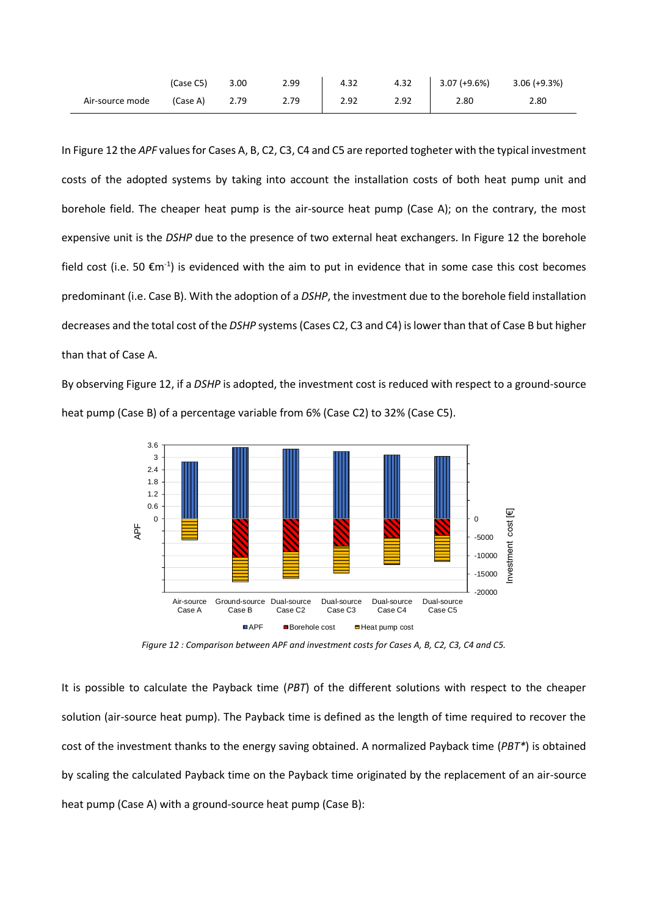|  |  |  |  |  |  |  |  |
|---|---|---|---|---|---|---|---|
|  | (Case C5) | 3.00 | 2.99 | 4.32 | 4.32 | 3.07 (+9.6%) | 3.06 (+9.3%) |
| Air-source mode | (Case A) | 2.79 | 2.79 | 2.92 | 2.92 | 2.80 | 2.80 |

In Figure 12 the *APF* values for Cases A, B, C2, C3, C4 and C5 are reported togheter with the typical investment costs of the adopted systems by taking into account the installation costs of both heat pump unit and borehole field. The cheaper heat pump is the air-source heat pump (Case A); on the contrary, the most expensive unit is the *DSHP* due to the presence of two external heat exchangers. In Figure 12 the borehole field cost (i.e. 50 €m$^{-1}$) is evidenced with the aim to put in evidence that in some case this cost becomes predominant (i.e. Case B). With the adoption of a *DSHP*, the investment due to the borehole field installation decreases and the total cost of the *DSHP* systems (Cases C2, C3 and C4) is lower than that of Case B but higher than that of Case A.

By observing Figure 12, if a *DSHP* is adopted, the investment cost is reduced with respect to a ground-source heat pump (Case B) of a percentage variable from 6% (Case C2) to 32% (Case C5).

*Figure 12 : Comparison between APF and investment costs for Cases A, B, C2, C3, C4 and C5.*

It is possible to calculate the Payback time (*PBT*) of the different solutions with respect to the cheaper solution (air-source heat pump). The Payback time is defined as the length of time required to recover the cost of the investment thanks to the energy saving obtained. A normalized Payback time (*PBT**) is obtained by scaling the calculated Payback time on the Payback time originated by the replacement of an air-source heat pump (Case A) with a ground-source heat pump (Case B):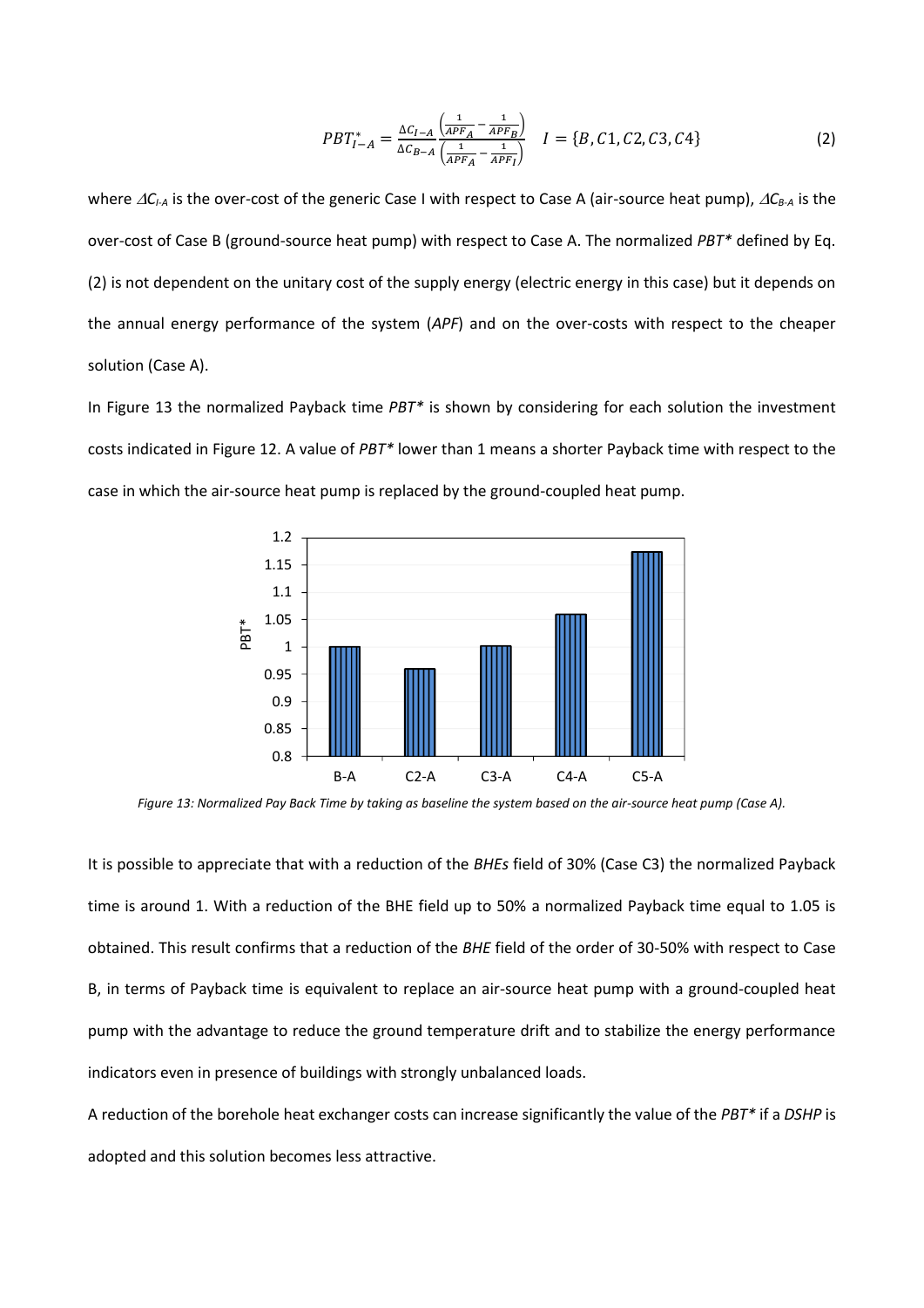$$PBT^*_{I-A} = \frac{\Delta C_{I-A}}{\Delta C_{B-A}} \frac{\left(\frac{1}{APF_A} - \frac{1}{APF_B}\right)}{\left(\frac{1}{APF_A} - \frac{1}{APF_I}\right)} \quad I = \{B, C1, C2, C3, C4\} \tag{2}$$

where $\Delta C_{I\text{-}A}$ is the over-cost of the generic Case I with respect to Case A (air-source heat pump), $\Delta C_{B\text{-}A}$ is the over-cost of Case B (ground-source heat pump) with respect to Case A. The normalized *PBT** defined by Eq. (2) is not dependent on the unitary cost of the supply energy (electric energy in this case) but it depends on the annual energy performance of the system (*APF*) and on the over-costs with respect to the cheaper solution (Case A).

In Figure 13 the normalized Payback time *PBT** is shown by considering for each solution the investment costs indicated in Figure 12. A value of *PBT** lower than 1 means a shorter Payback time with respect to the case in which the air-source heat pump is replaced by the ground-coupled heat pump.

*Figure 13: Normalized Pay Back Time by taking as baseline the system based on the air-source heat pump (Case A).*

It is possible to appreciate that with a reduction of the *BHEs* field of 30% (Case C3) the normalized Payback time is around 1. With a reduction of the BHE field up to 50% a normalized Payback time equal to 1.05 is obtained. This result confirms that a reduction of the *BHE* field of the order of 30-50% with respect to Case B, in terms of Payback time is equivalent to replace an air-source heat pump with a ground-coupled heat pump with the advantage to reduce the ground temperature drift and to stabilize the energy performance indicators even in presence of buildings with strongly unbalanced loads.

A reduction of the borehole heat exchanger costs can increase significantly the value of the *PBT** if a *DSHP* is adopted and this solution becomes less attractive.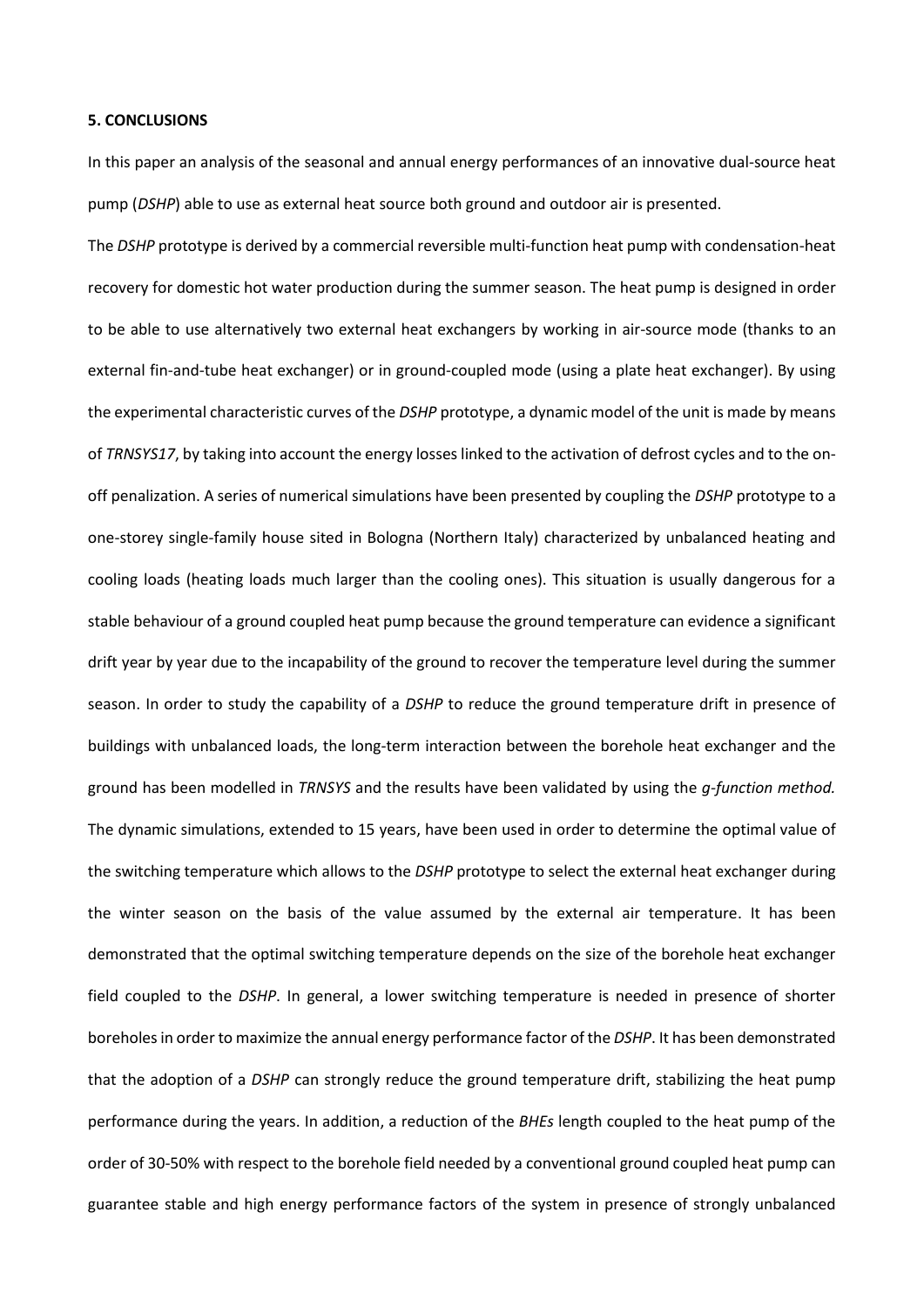**5. CONCLUSIONS**

In this paper an analysis of the seasonal and annual energy performances of an innovative dual-source heat pump (*DSHP*) able to use as external heat source both ground and outdoor air is presented.

The *DSHP* prototype is derived by a commercial reversible multi-function heat pump with condensation-heat recovery for domestic hot water production during the summer season. The heat pump is designed in order to be able to use alternatively two external heat exchangers by working in air-source mode (thanks to an external fin-and-tube heat exchanger) or in ground-coupled mode (using a plate heat exchanger). By using the experimental characteristic curves of the *DSHP* prototype, a dynamic model of the unit is made by means of *TRNSYS17*, by taking into account the energy losses linked to the activation of defrost cycles and to the on-off penalization. A series of numerical simulations have been presented by coupling the *DSHP* prototype to a one-storey single-family house sited in Bologna (Northern Italy) characterized by unbalanced heating and cooling loads (heating loads much larger than the cooling ones). This situation is usually dangerous for a stable behaviour of a ground coupled heat pump because the ground temperature can evidence a significant drift year by year due to the incapability of the ground to recover the temperature level during the summer season. In order to study the capability of a *DSHP* to reduce the ground temperature drift in presence of buildings with unbalanced loads, the long-term interaction between the borehole heat exchanger and the ground has been modelled in *TRNSYS* and the results have been validated by using the *g-function method.* The dynamic simulations, extended to 15 years, have been used in order to determine the optimal value of the switching temperature which allows to the *DSHP* prototype to select the external heat exchanger during the winter season on the basis of the value assumed by the external air temperature. It has been demonstrated that the optimal switching temperature depends on the size of the borehole heat exchanger field coupled to the *DSHP*. In general, a lower switching temperature is needed in presence of shorter boreholes in order to maximize the annual energy performance factor of the *DSHP*. It has been demonstrated that the adoption of a *DSHP* can strongly reduce the ground temperature drift, stabilizing the heat pump performance during the years. In addition, a reduction of the *BHEs* length coupled to the heat pump of the order of 30-50% with respect to the borehole field needed by a conventional ground coupled heat pump can guarantee stable and high energy performance factors of the system in presence of strongly unbalanced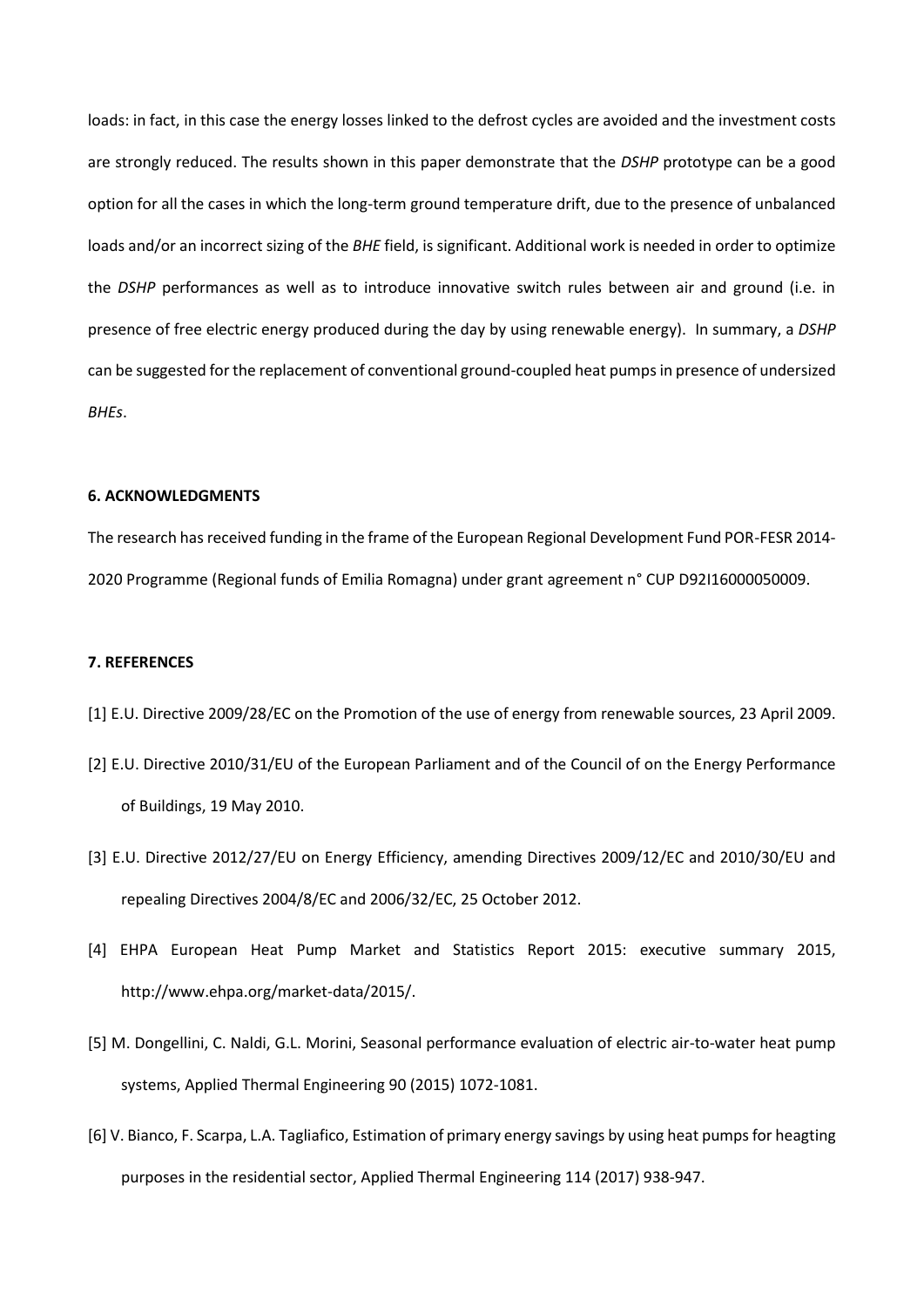loads: in fact, in this case the energy losses linked to the defrost cycles are avoided and the investment costs are strongly reduced. The results shown in this paper demonstrate that the *DSHP* prototype can be a good option for all the cases in which the long-term ground temperature drift, due to the presence of unbalanced loads and/or an incorrect sizing of the *BHE* field, is significant. Additional work is needed in order to optimize the *DSHP* performances as well as to introduce innovative switch rules between air and ground (i.e. in presence of free electric energy produced during the day by using renewable energy). In summary, a *DSHP* can be suggested for the replacement of conventional ground-coupled heat pumps in presence of undersized *BHEs*.

## 6. ACKNOWLEDGMENTS

The research has received funding in the frame of the European Regional Development Fund POR-FESR 2014-2020 Programme (Regional funds of Emilia Romagna) under grant agreement n° CUP D92I16000050009.

## 7. REFERENCES

[1] E.U. Directive 2009/28/EC on the Promotion of the use of energy from renewable sources, 23 April 2009.

[2] E.U. Directive 2010/31/EU of the European Parliament and of the Council of on the Energy Performance of Buildings, 19 May 2010.

[3] E.U. Directive 2012/27/EU on Energy Efficiency, amending Directives 2009/12/EC and 2010/30/EU and repealing Directives 2004/8/EC and 2006/32/EC, 25 October 2012.

[4] EHPA European Heat Pump Market and Statistics Report 2015: executive summary 2015, http://www.ehpa.org/market-data/2015/.

[5] M. Dongellini, C. Naldi, G.L. Morini, Seasonal performance evaluation of electric air-to-water heat pump systems, Applied Thermal Engineering 90 (2015) 1072-1081.

[6] V. Bianco, F. Scarpa, L.A. Tagliafico, Estimation of primary energy savings by using heat pumps for heagting purposes in the residential sector, Applied Thermal Engineering 114 (2017) 938-947.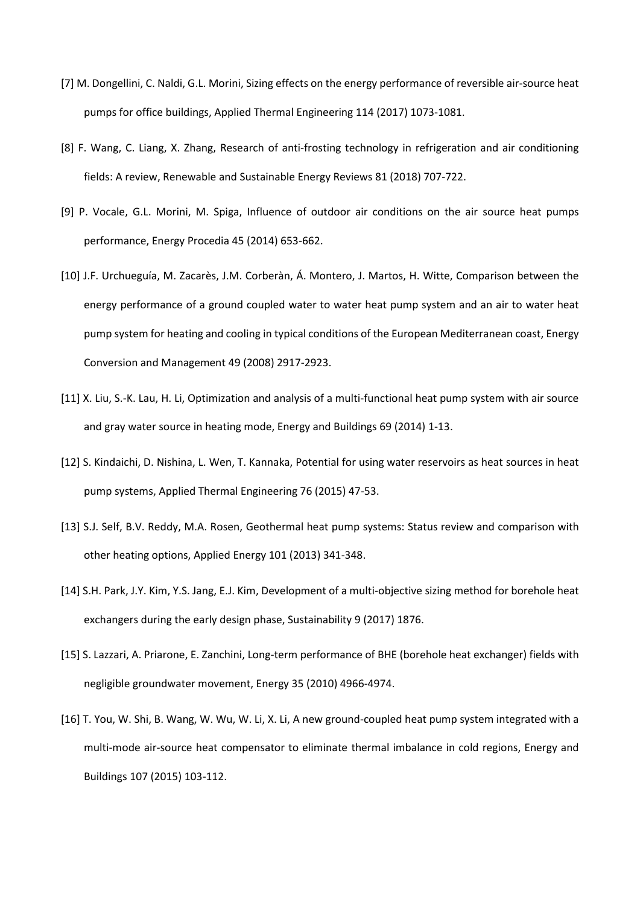[7] M. Dongellini, C. Naldi, G.L. Morini, Sizing effects on the energy performance of reversible air-source heat pumps for office buildings, Applied Thermal Engineering 114 (2017) 1073-1081.

[8] F. Wang, C. Liang, X. Zhang, Research of anti-frosting technology in refrigeration and air conditioning fields: A review, Renewable and Sustainable Energy Reviews 81 (2018) 707-722.

[9] P. Vocale, G.L. Morini, M. Spiga, Influence of outdoor air conditions on the air source heat pumps performance, Energy Procedia 45 (2014) 653-662.

[10] J.F. Urchueguía, M. Zacarès, J.M. Corberàn, Á. Montero, J. Martos, H. Witte, Comparison between the energy performance of a ground coupled water to water heat pump system and an air to water heat pump system for heating and cooling in typical conditions of the European Mediterranean coast, Energy Conversion and Management 49 (2008) 2917-2923.

[11] X. Liu, S.-K. Lau, H. Li, Optimization and analysis of a multi-functional heat pump system with air source and gray water source in heating mode, Energy and Buildings 69 (2014) 1-13.

[12] S. Kindaichi, D. Nishina, L. Wen, T. Kannaka, Potential for using water reservoirs as heat sources in heat pump systems, Applied Thermal Engineering 76 (2015) 47-53.

[13] S.J. Self, B.V. Reddy, M.A. Rosen, Geothermal heat pump systems: Status review and comparison with other heating options, Applied Energy 101 (2013) 341-348.

[14] S.H. Park, J.Y. Kim, Y.S. Jang, E.J. Kim, Development of a multi-objective sizing method for borehole heat exchangers during the early design phase, Sustainability 9 (2017) 1876.

[15] S. Lazzari, A. Priarone, E. Zanchini, Long-term performance of BHE (borehole heat exchanger) fields with negligible groundwater movement, Energy 35 (2010) 4966-4974.

[16] T. You, W. Shi, B. Wang, W. Wu, W. Li, X. Li, A new ground-coupled heat pump system integrated with a multi-mode air-source heat compensator to eliminate thermal imbalance in cold regions, Energy and Buildings 107 (2015) 103-112.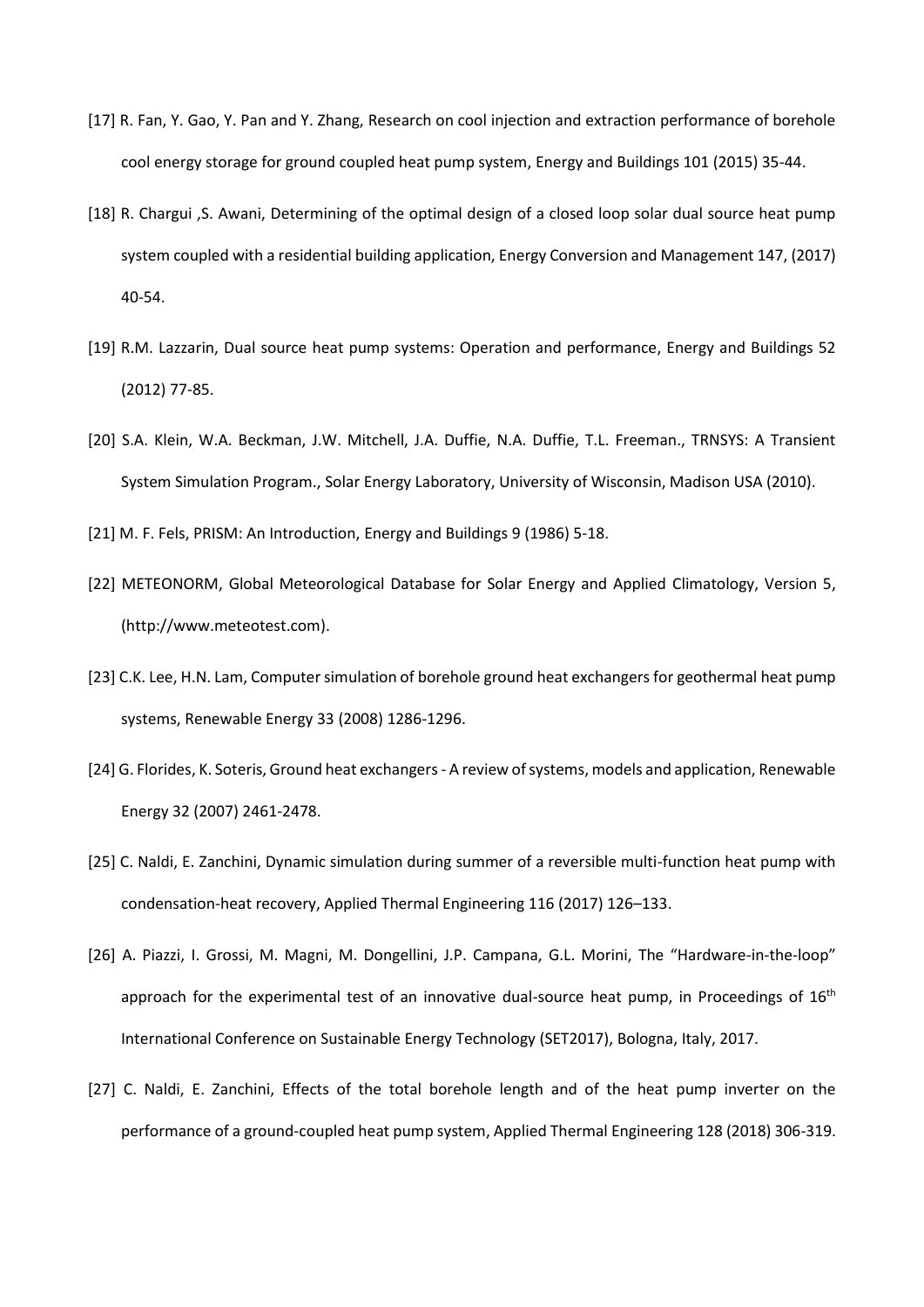[17] R. Fan, Y. Gao, Y. Pan and Y. Zhang, Research on cool injection and extraction performance of borehole cool energy storage for ground coupled heat pump system, Energy and Buildings 101 (2015) 35-44.

[18] R. Chargui ,S. Awani, Determining of the optimal design of a closed loop solar dual source heat pump system coupled with a residential building application, Energy Conversion and Management 147, (2017) 40-54.

[19] R.M. Lazzarin, Dual source heat pump systems: Operation and performance, Energy and Buildings 52 (2012) 77-85.

[20] S.A. Klein, W.A. Beckman, J.W. Mitchell, J.A. Duffie, N.A. Duffie, T.L. Freeman., TRNSYS: A Transient System Simulation Program., Solar Energy Laboratory, University of Wisconsin, Madison USA (2010).

[21] M. F. Fels, PRISM: An Introduction, Energy and Buildings 9 (1986) 5-18.

[22] METEONORM, Global Meteorological Database for Solar Energy and Applied Climatology, Version 5, (http://www.meteotest.com).

[23] C.K. Lee, H.N. Lam, Computer simulation of borehole ground heat exchangers for geothermal heat pump systems, Renewable Energy 33 (2008) 1286-1296.

[24] G. Florides, K. Soteris, Ground heat exchangers - A review of systems, models and application, Renewable Energy 32 (2007) 2461-2478.

[25] C. Naldi, E. Zanchini, Dynamic simulation during summer of a reversible multi-function heat pump with condensation-heat recovery, Applied Thermal Engineering 116 (2017) 126–133.

[26] A. Piazzi, I. Grossi, M. Magni, M. Dongellini, J.P. Campana, G.L. Morini, The “Hardware-in-the-loop” approach for the experimental test of an innovative dual-source heat pump, in Proceedings of 16th International Conference on Sustainable Energy Technology (SET2017), Bologna, Italy, 2017.

[27] C. Naldi, E. Zanchini, Effects of the total borehole length and of the heat pump inverter on the performance of a ground-coupled heat pump system, Applied Thermal Engineering 128 (2018) 306-319.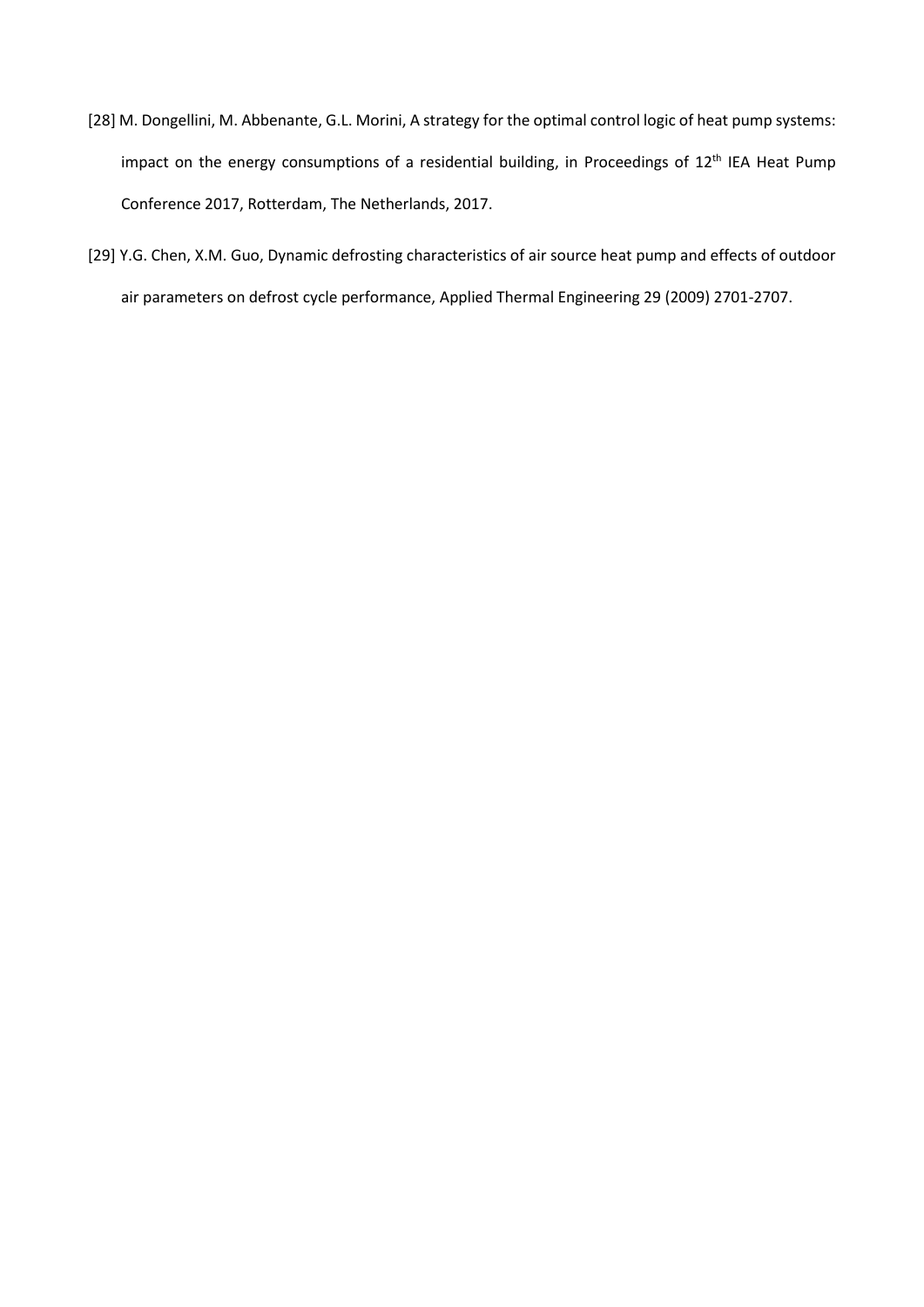[28] M. Dongellini, M. Abbenante, G.L. Morini, A strategy for the optimal control logic of heat pump systems: impact on the energy consumptions of a residential building, in Proceedings of 12th IEA Heat Pump Conference 2017, Rotterdam, The Netherlands, 2017.

[29] Y.G. Chen, X.M. Guo, Dynamic defrosting characteristics of air source heat pump and effects of outdoor air parameters on defrost cycle performance, Applied Thermal Engineering 29 (2009) 2701-2707.